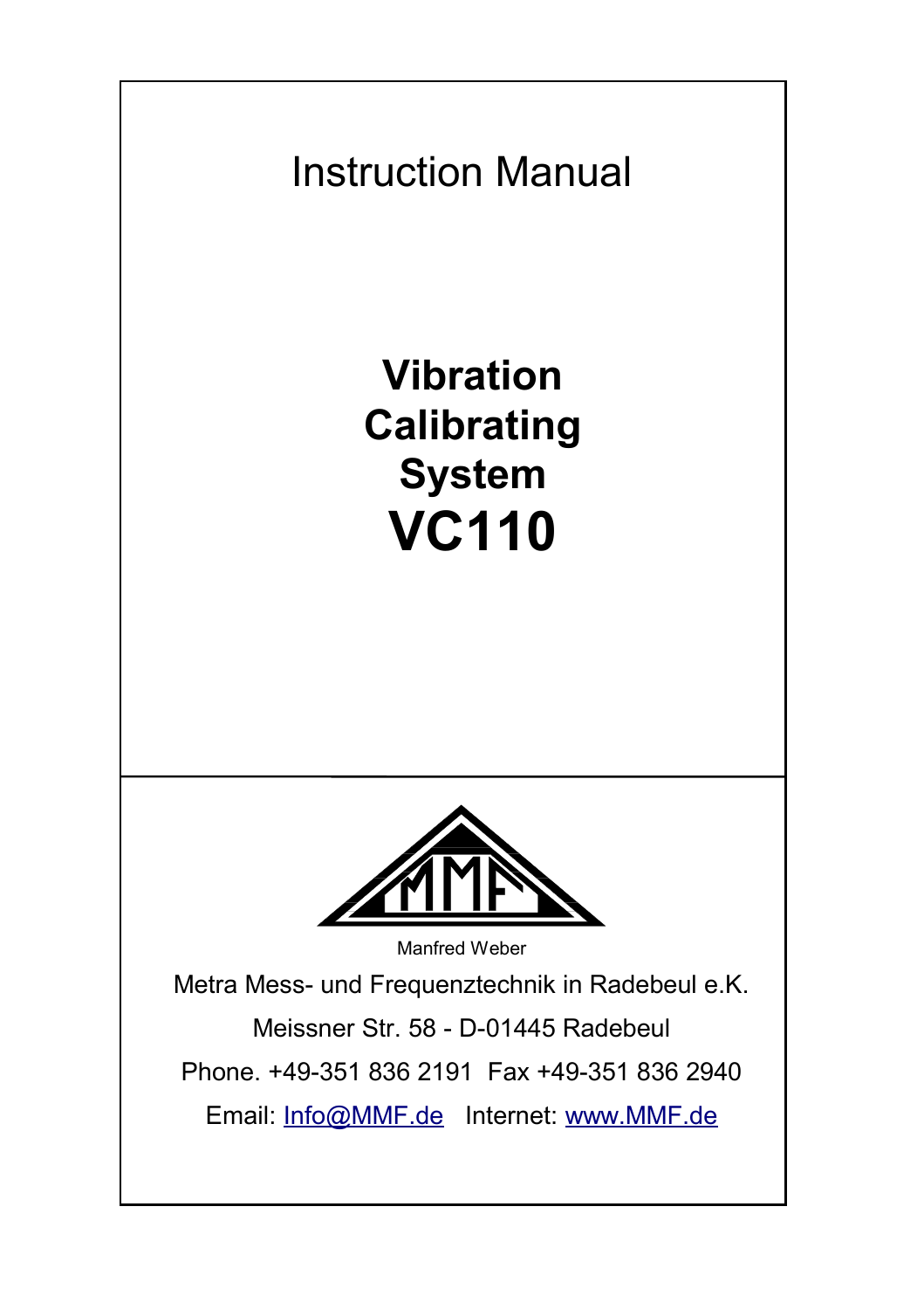Instruction Manual

# Vibration Calibrating System VC110

Manfred Weber

Metra Mess- und Frequenztechnik in Radebeul e.K.

Meissner Str. 58 - D-01445 Radebeul

Phone. +49-351 836 2191 Fax +49-351 836 2940

Email: Info@MMF.de Internet: www.MMF.de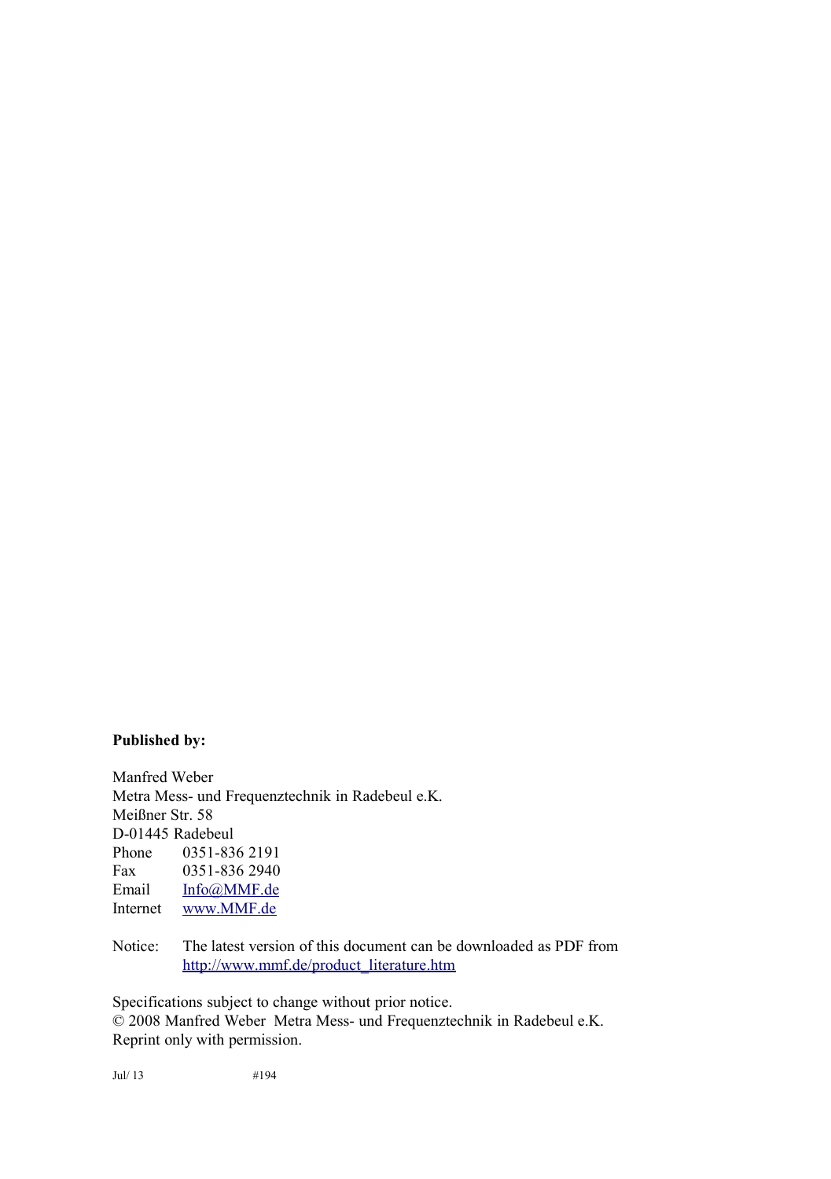**Published by:**

Manfred Weber
Metra Mess- und Frequenztechnik in Radebeul e.K.
Meißner Str. 58
D-01445 Radebeul

| | |
|---|---|
| Phone | 0351-836 2191 |
| Fax | 0351-836 2940 |
| Email | Info@MMF.de |
| Internet | www.MMF.de |

Notice: The latest version of this document can be downloaded as PDF from http://www.mmf.de/product_literature.htm

Specifications subject to change without prior notice.
© 2008 Manfred Weber Metra Mess- und Frequenztechnik in Radebeul e.K.
Reprint only with permission.

Jul/ 13 #194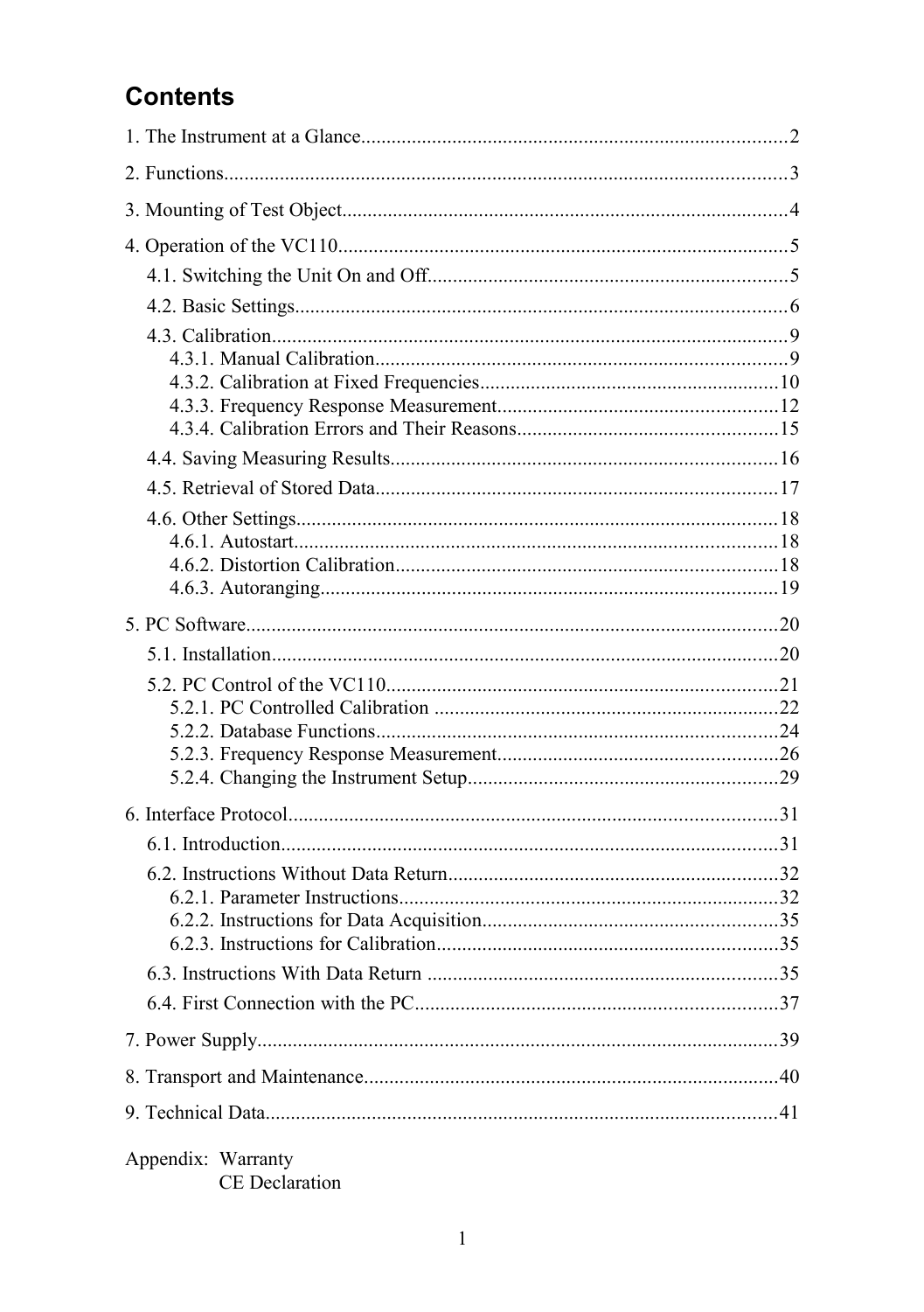# Contents

1. The Instrument at a Glance....................................................................................2

2. Functions...............................................................................................................3

3. Mounting of Test Object........................................................................................4

4. Operation of the VC110.........................................................................................5

   4.1. Switching the Unit On and Off.......................................................................5

   4.2. Basic Settings.................................................................................................6

   4.3. Calibration......................................................................................................9

      4.3.1. Manual Calibration..................................................................................9

      4.3.2. Calibration at Fixed Frequencies...........................................................10

      4.3.3. Frequency Response Measurement.......................................................12

      4.3.4. Calibration Errors and Their Reasons....................................................15

   4.4. Saving Measuring Results............................................................................16

   4.5. Retrieval of Stored Data...............................................................................17

   4.6. Other Settings...............................................................................................18

      4.6.1. Autostart...............................................................................................18

      4.6.2. Distortion Calibration...........................................................................18

      4.6.3. Autoranging..........................................................................................19

5. PC Software........................................................................................................20

   5.1. Installation....................................................................................................20

   5.2. PC Control of the VC110.............................................................................21

      5.2.1. PC Controlled Calibration ....................................................................22

      5.2.2. Database Functions...............................................................................24

      5.2.3. Frequency Response Measurement.......................................................26

      5.2.4. Changing the Instrument Setup.............................................................29

6. Interface Protocol................................................................................................31

   6.1. Introduction..................................................................................................31

   6.2. Instructions Without Data Return.................................................................32

      6.2.1. Parameter Instructions...........................................................................32

      6.2.2. Instructions for Data Acquisition..........................................................35

      6.2.3. Instructions for Calibration...................................................................35

   6.3. Instructions With Data Return .....................................................................35

   6.4. First Connection with the PC........................................................................37

7. Power Supply.......................................................................................................39

8. Transport and Maintenance..................................................................................40

9. Technical Data.....................................................................................................41

Appendix: Warranty
CE Declaration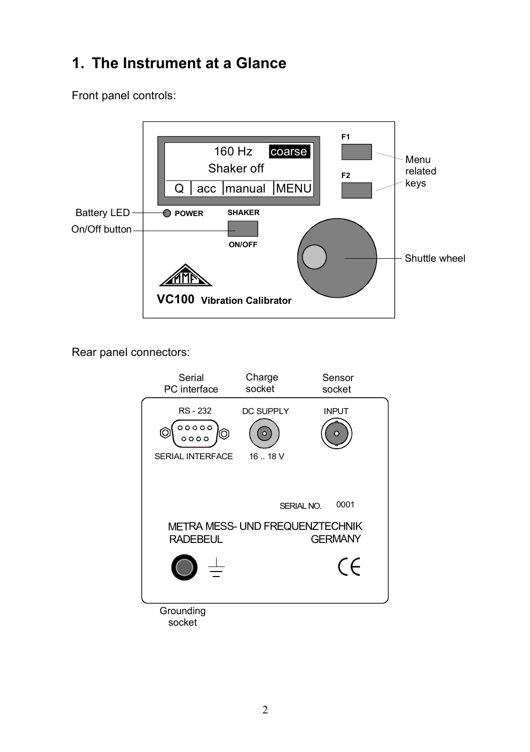# 1. The Instrument at a Glance

Front panel controls:

Rear panel connectors: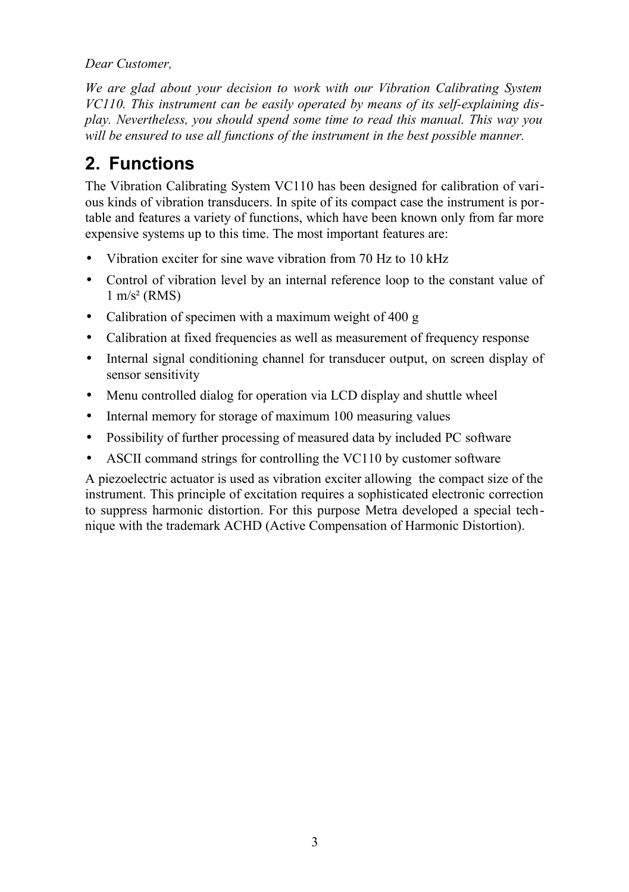*Dear Customer,*

*We are glad about your decision to work with our Vibration Calibrating System VC110. This instrument can be easily operated by means of its self-explaining display. Nevertheless, you should spend some time to read this manual. This way you will be ensured to use all functions of the instrument in the best possible manner.*

# 2. Functions

The Vibration Calibrating System VC110 has been designed for calibration of various kinds of vibration transducers. In spite of its compact case the instrument is portable and features a variety of functions, which have been known only from far more expensive systems up to this time. The most important features are:

- Vibration exciter for sine wave vibration from 70 Hz to 10 kHz
- Control of vibration level by an internal reference loop to the constant value of 1 $m/s^2$ (RMS)
- Calibration of specimen with a maximum weight of 400 g
- Calibration at fixed frequencies as well as measurement of frequency response
- Internal signal conditioning channel for transducer output, on screen display of sensor sensitivity
- Menu controlled dialog for operation via LCD display and shuttle wheel
- Internal memory for storage of maximum 100 measuring values
- Possibility of further processing of measured data by included PC software
- ASCII command strings for controlling the VC110 by customer software

A piezoelectric actuator is used as vibration exciter allowing the compact size of the instrument. This principle of excitation requires a sophisticated electronic correction to suppress harmonic distortion. For this purpose Metra developed a special technique with the trademark ACHD (Active Compensation of Harmonic Distortion).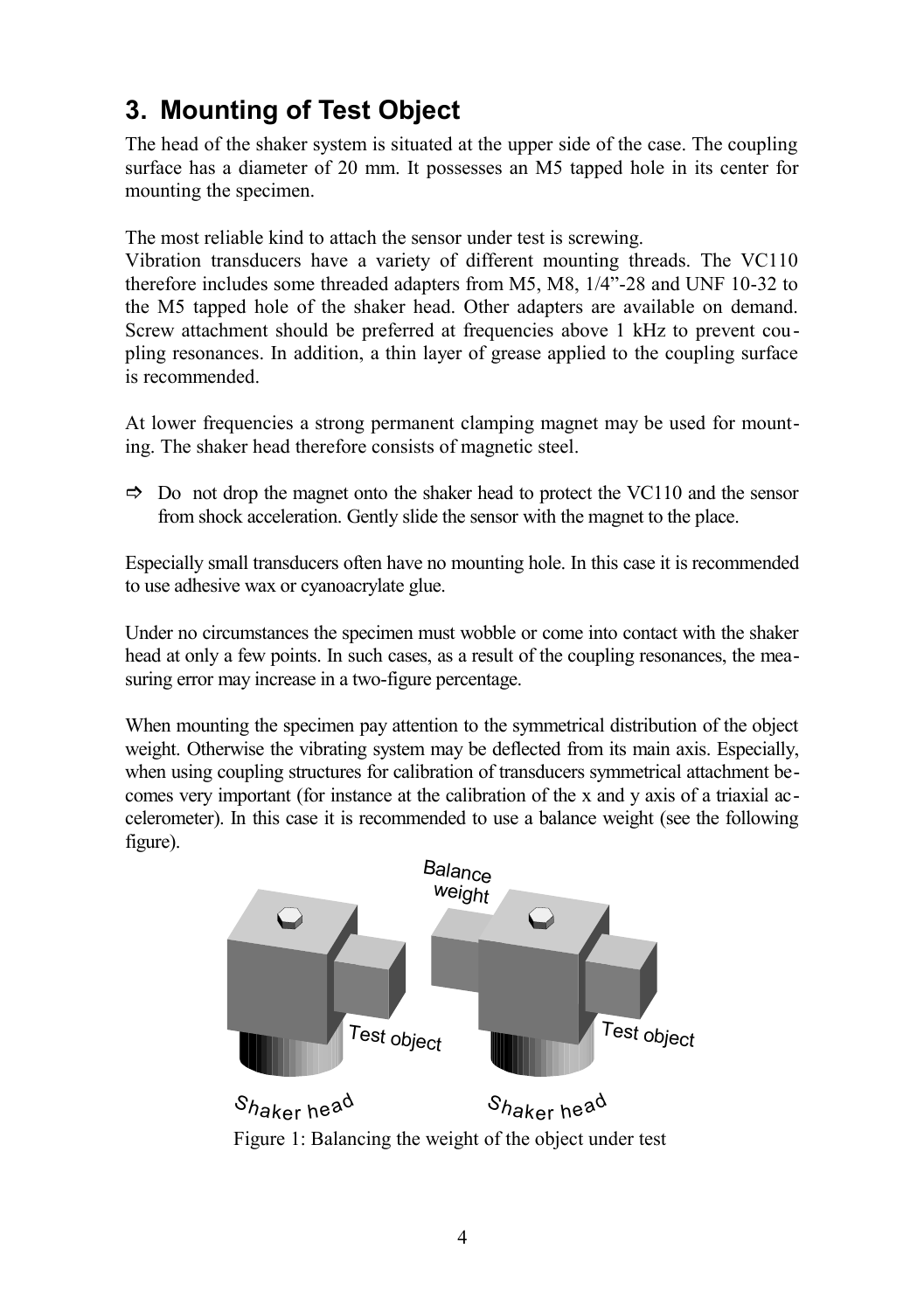# 3. Mounting of Test Object

The head of the shaker system is situated at the upper side of the case. The coupling surface has a diameter of 20 mm. It possesses an M5 tapped hole in its center for mounting the specimen.

The most reliable kind to attach the sensor under test is screwing.
Vibration transducers have a variety of different mounting threads. The VC110 therefore includes some threaded adapters from M5, M8, 1/4"-28 and UNF 10-32 to the M5 tapped hole of the shaker head. Other adapters are available on demand. Screw attachment should be preferred at frequencies above 1 kHz to prevent coupling resonances. In addition, a thin layer of grease applied to the coupling surface is recommended.

At lower frequencies a strong permanent clamping magnet may be used for mounting. The shaker head therefore consists of magnetic steel.

⇨ Do not drop the magnet onto the shaker head to protect the VC110 and the sensor from shock acceleration. Gently slide the sensor with the magnet to the place.

Especially small transducers often have no mounting hole. In this case it is recommended to use adhesive wax or cyanoacrylate glue.

Under no circumstances the specimen must wobble or come into contact with the shaker head at only a few points. In such cases, as a result of the coupling resonances, the measuring error may increase in a two-figure percentage.

When mounting the specimen pay attention to the symmetrical distribution of the object weight. Otherwise the vibrating system may be deflected from its main axis. Especially, when using coupling structures for calibration of transducers symmetrical attachment becomes very important (for instance at the calibration of the x and y axis of a triaxial accelerometer). In this case it is recommended to use a balance weight (see the following figure).

Balance weight

Test object

Test object

Shaker head

Shaker head

Figure 1: Balancing the weight of the object under test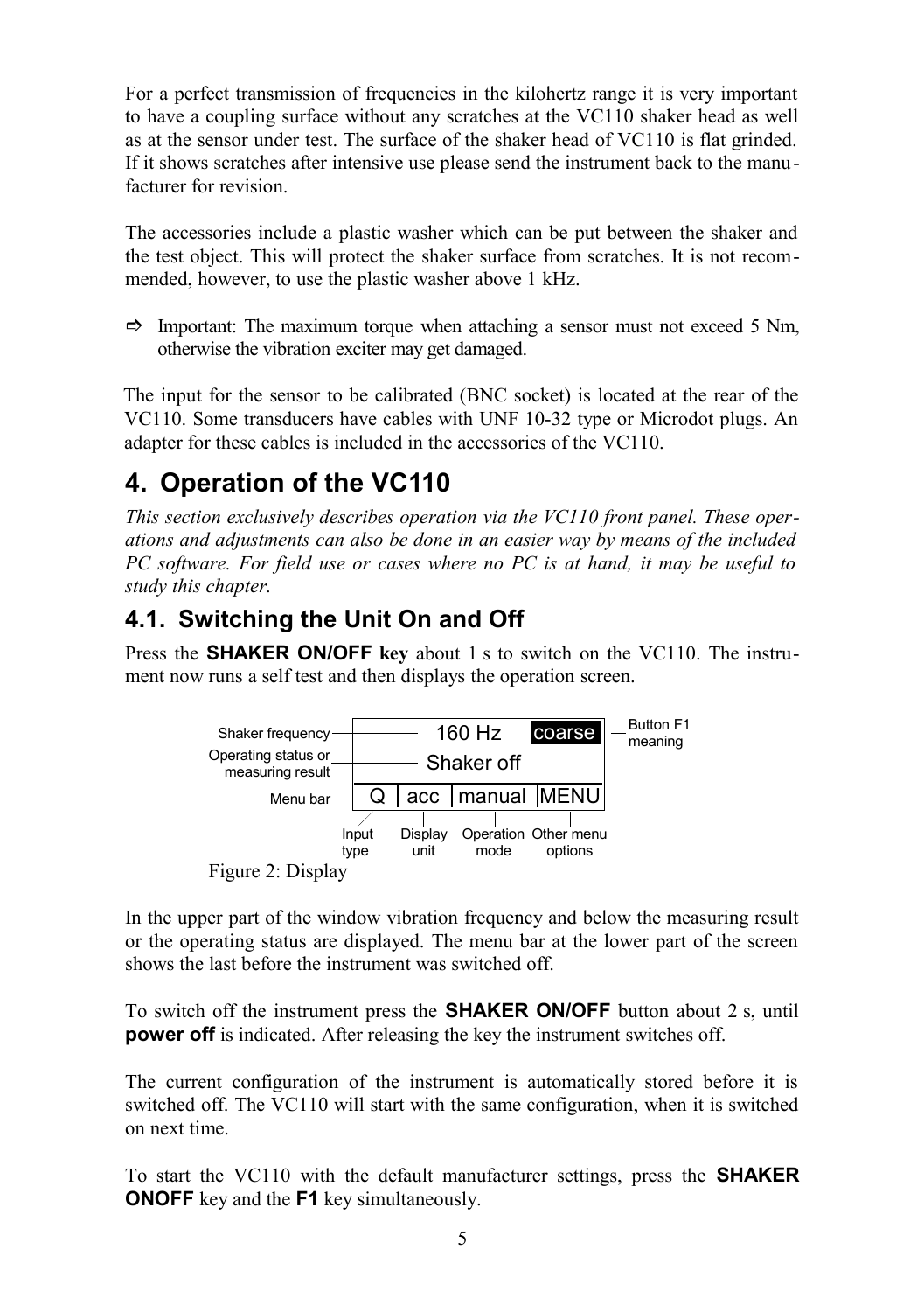For a perfect transmission of frequencies in the kilohertz range it is very important to have a coupling surface without any scratches at the VC110 shaker head as well as at the sensor under test. The surface of the shaker head of VC110 is flat grinded. If it shows scratches after intensive use please send the instrument back to the manufacturer for revision.

The accessories include a plastic washer which can be put between the shaker and the test object. This will protect the shaker surface from scratches. It is not recommended, however, to use the plastic washer above 1 kHz.

⇨ Important: The maximum torque when attaching a sensor must not exceed 5 Nm, otherwise the vibration exciter may get damaged.

The input for the sensor to be calibrated (BNC socket) is located at the rear of the VC110. Some transducers have cables with UNF 10-32 type or Microdot plugs. An adapter for these cables is included in the accessories of the VC110.

# 4. Operation of the VC110

*This section exclusively describes operation via the VC110 front panel. These operations and adjustments can also be done in an easier way by means of the included PC software. For field use or cases where no PC is at hand, it may be useful to study this chapter.*

## 4.1. Switching the Unit On and Off

Press the **SHAKER ON/OFF key** about 1 s to switch on the VC110. The instrument now runs a self test and then displays the operation screen.

```
Shaker frequency ---------------- 160 Hz   [coarse] --- Button F1 meaning
Operating status or
measuring result  --------------- Shaker off
Menu bar ------------------------ Q | acc | manual | MENU
                                  |    |      |        |
                              Input  Display Operation Other menu
                              type   unit    mode      options
```

Figure 2: Display

In the upper part of the window vibration frequency and below the measuring result or the operating status are displayed. The menu bar at the lower part of the screen shows the last before the instrument was switched off.

To switch off the instrument press the **SHAKER ON/OFF** button about 2 s, until **power off** is indicated. After releasing the key the instrument switches off.

The current configuration of the instrument is automatically stored before it is switched off. The VC110 will start with the same configuration, when it is switched on next time.

To start the VC110 with the default manufacturer settings, press the **SHAKER ONOFF** key and the **F1** key simultaneously.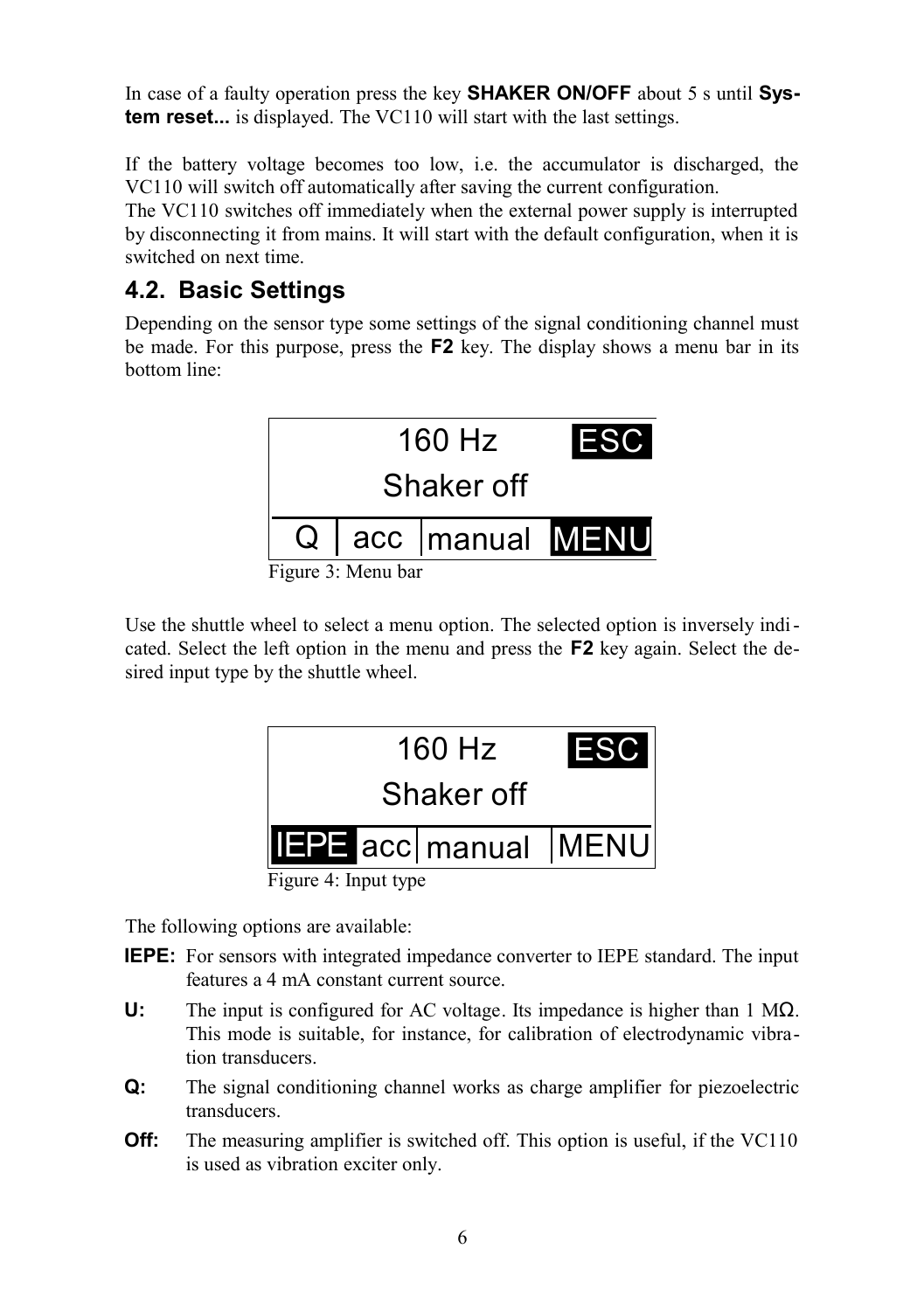In case of a faulty operation press the key **SHAKER ON/OFF** about 5 s until **System reset...** is displayed. The VC110 will start with the last settings.

If the battery voltage becomes too low, i.e. the accumulator is discharged, the VC110 will switch off automatically after saving the current configuration.
The VC110 switches off immediately when the external power supply is interrupted by disconnecting it from mains. It will start with the default configuration, when it is switched on next time.

## 4.2. Basic Settings

Depending on the sensor type some settings of the signal conditioning channel must be made. For this purpose, press the **F2** key. The display shows a menu bar in its bottom line:

```
        160 Hz        ESC
       Shaker off
  Q | acc | manual  MENU
```

Figure 3: Menu bar

Use the shuttle wheel to select a menu option. The selected option is inversely indicated. Select the left option in the menu and press the **F2** key again. Select the desired input type by the shuttle wheel.

```
        160 Hz        ESC
       Shaker off
IEPE acc | manual | MENU
```

Figure 4: Input type

The following options are available:

**IEPE:** For sensors with integrated impedance converter to IEPE standard. The input features a 4 mA constant current source.

**U:** The input is configured for AC voltage. Its impedance is higher than 1 MΩ. This mode is suitable, for instance, for calibration of electrodynamic vibration transducers.

**Q:** The signal conditioning channel works as charge amplifier for piezoelectric transducers.

**Off:** The measuring amplifier is switched off. This option is useful, if the VC110 is used as vibration exciter only.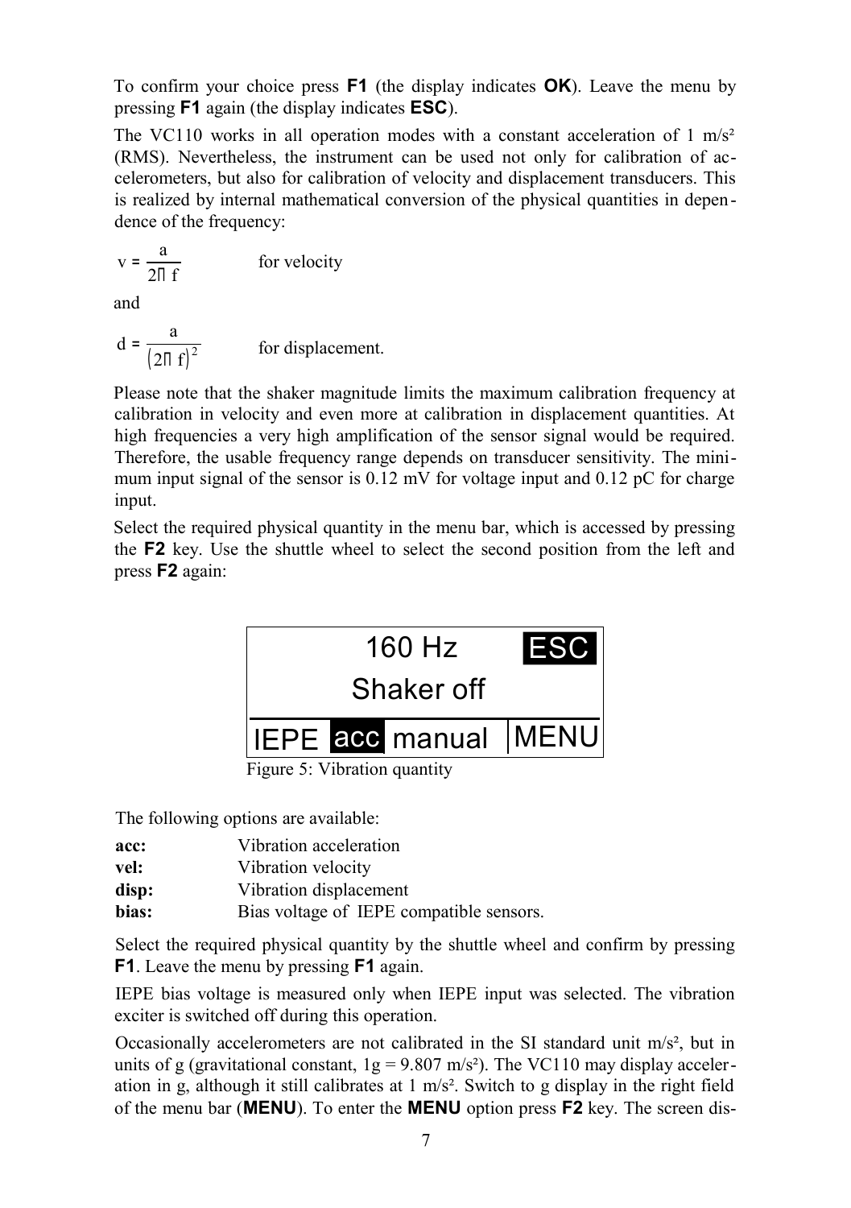To confirm your choice press **F1** (the display indicates **OK**). Leave the menu by pressing **F1** again (the display indicates **ESC**).

The VC110 works in all operation modes with a constant acceleration of 1 m/s² (RMS). Nevertheless, the instrument can be used not only for calibration of accelerometers, but also for calibration of velocity and displacement transducers. This is realized by internal mathematical conversion of the physical quantities in dependence of the frequency:

$$v = \frac{a}{2\pi f}$$ for velocity

and

$$d = \frac{a}{(2\pi f)^2}$$ for displacement.

Please note that the shaker magnitude limits the maximum calibration frequency at calibration in velocity and even more at calibration in displacement quantities. At high frequencies a very high amplification of the sensor signal would be required. Therefore, the usable frequency range depends on transducer sensitivity. The minimum input signal of the sensor is 0.12 mV for voltage input and 0.12 pC for charge input.

Select the required physical quantity in the menu bar, which is accessed by pressing the **F2** key. Use the shuttle wheel to select the second position from the left and press **F2** again:

```
        160 Hz        ESC
       Shaker off
IEPE  acc  manual  | MENU
```

Figure 5: Vibration quantity

The following options are available:

| | |
|---|---|
| **acc:** | Vibration acceleration |
| **vel:** | Vibration velocity |
| **disp:** | Vibration displacement |
| **bias:** | Bias voltage of IEPE compatible sensors. |

Select the required physical quantity by the shuttle wheel and confirm by pressing **F1**. Leave the menu by pressing **F1** again.

IEPE bias voltage is measured only when IEPE input was selected. The vibration exciter is switched off during this operation.

Occasionally accelerometers are not calibrated in the SI standard unit m/s², but in units of g (gravitational constant, 1g = 9.807 m/s²). The VC110 may display acceleration in g, although it still calibrates at 1 m/s². Switch to g display in the right field of the menu bar (**MENU**). To enter the **MENU** option press **F2** key. The screen dis-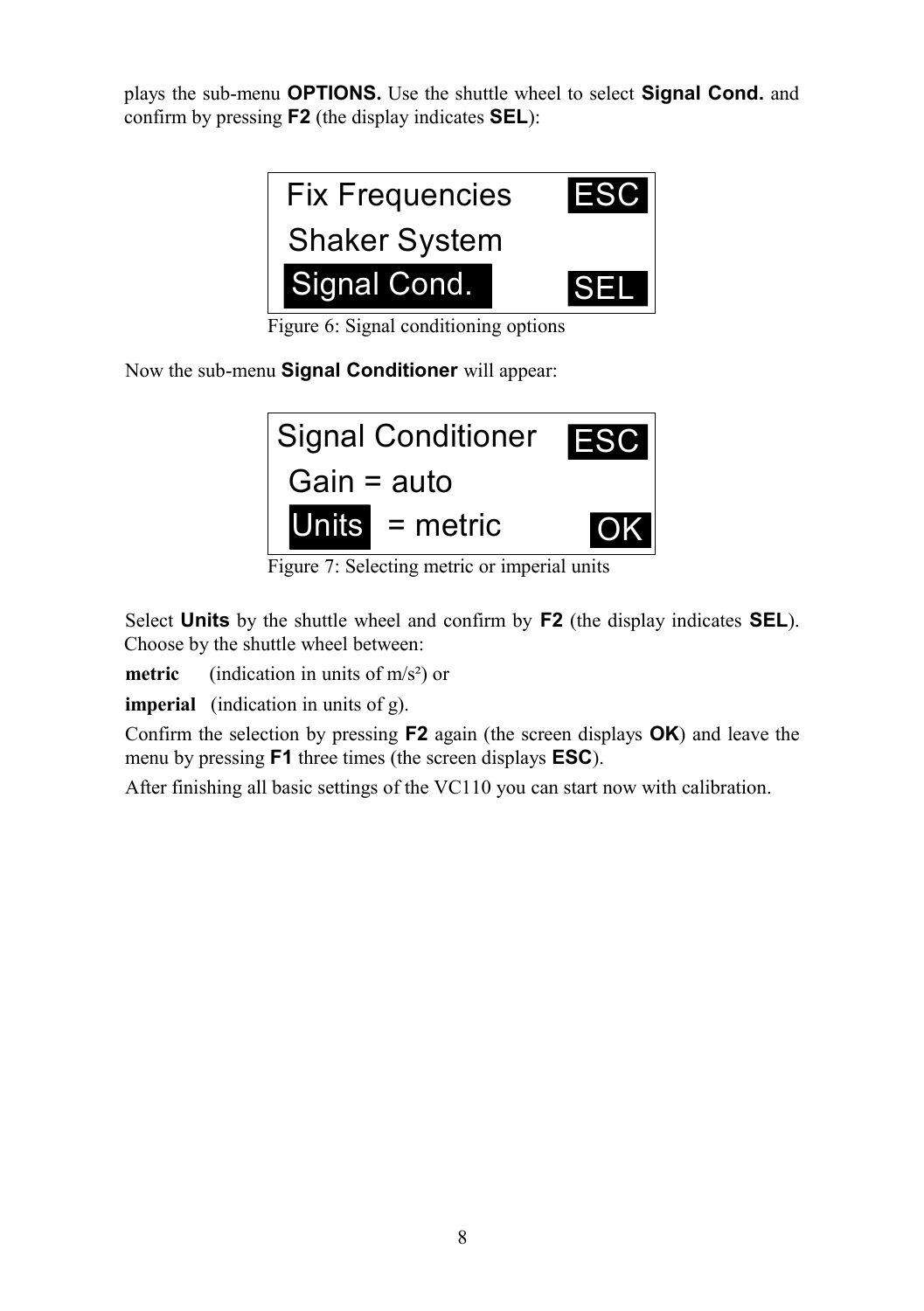plays the sub-menu **OPTIONS.** Use the shuttle wheel to select **Signal Cond.** and confirm by pressing **F2** (the display indicates **SEL**):

```
Fix Frequencies      ESC
Shaker System
Signal Cond.         SEL
```

Figure 6: Signal conditioning options

Now the sub-menu **Signal Conditioner** will appear:

```
Signal Conditioner   ESC
Gain = auto
Units  = metric      OK
```

Figure 7: Selecting metric or imperial units

Select **Units** by the shuttle wheel and confirm by **F2** (the display indicates **SEL**). Choose by the shuttle wheel between:

**metric** (indication in units of m/s²) or

**imperial** (indication in units of g).

Confirm the selection by pressing **F2** again (the screen displays **OK**) and leave the menu by pressing **F1** three times (the screen displays **ESC**).

After finishing all basic settings of the VC110 you can start now with calibration.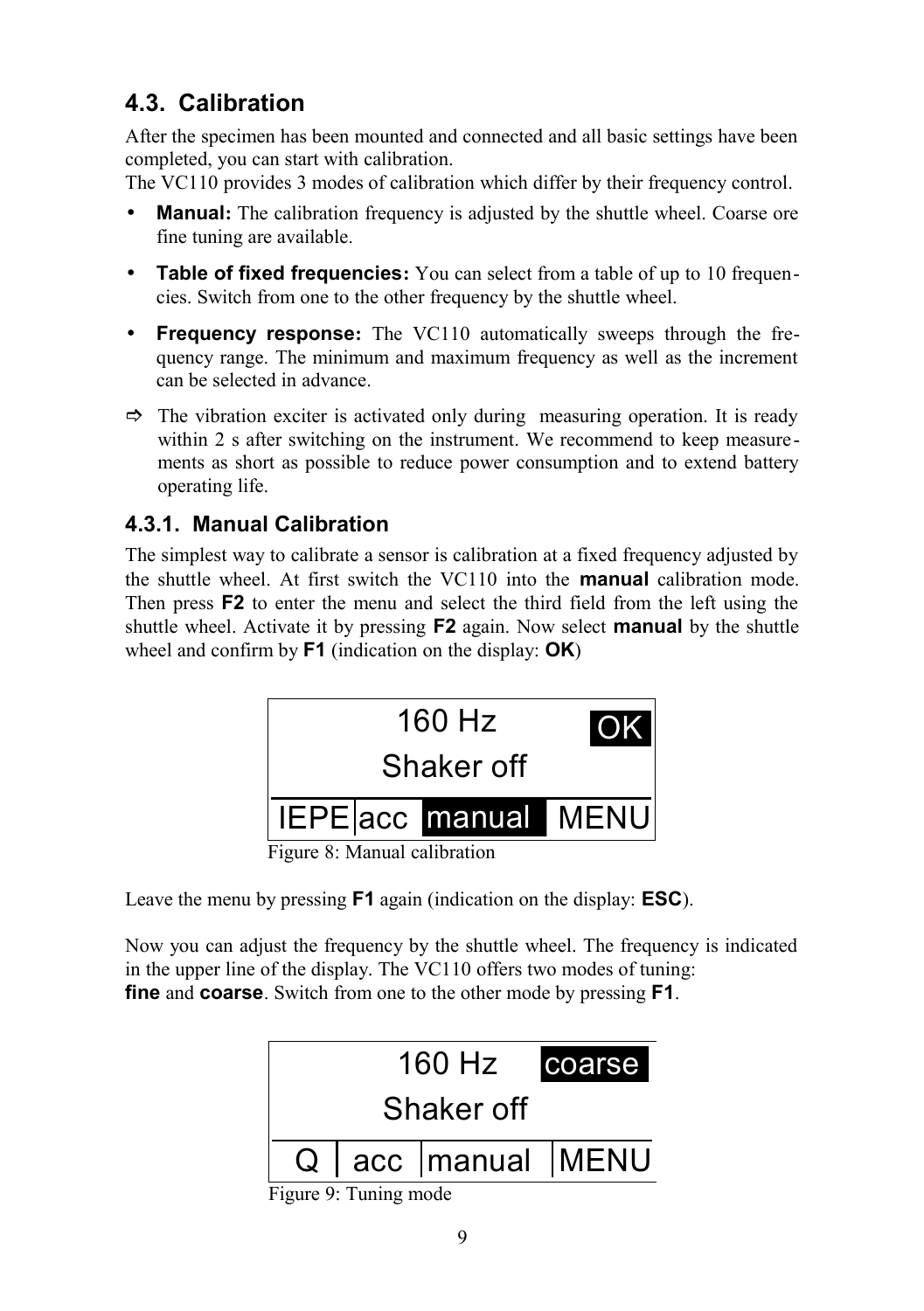## 4.3. Calibration

After the specimen has been mounted and connected and all basic settings have been completed, you can start with calibration.

The VC110 provides 3 modes of calibration which differ by their frequency control.

- **Manual:** The calibration frequency is adjusted by the shuttle wheel. Coarse ore fine tuning are available.
- **Table of fixed frequencies:** You can select from a table of up to 10 frequencies. Switch from one to the other frequency by the shuttle wheel.
- **Frequency response:** The VC110 automatically sweeps through the frequency range. The minimum and maximum frequency as well as the increment can be selected in advance.

⇨ The vibration exciter is activated only during measuring operation. It is ready within 2 s after switching on the instrument. We recommend to keep measurements as short as possible to reduce power consumption and to extend battery operating life.

### 4.3.1. Manual Calibration

The simplest way to calibrate a sensor is calibration at a fixed frequency adjusted by the shuttle wheel. At first switch the VC110 into the **manual** calibration mode. Then press **F2** to enter the menu and select the third field from the left using the shuttle wheel. Activate it by pressing **F2** again. Now select **manual** by the shuttle wheel and confirm by **F1** (indication on the display: **OK**)

```
        160 Hz          OK
       Shaker off
IEPE | acc | manual | MENU
```

Figure 8: Manual calibration

Leave the menu by pressing **F1** again (indication on the display: **ESC**).

Now you can adjust the frequency by the shuttle wheel. The frequency is indicated in the upper line of the display. The VC110 offers two modes of tuning: **fine** and **coarse**. Switch from one to the other mode by pressing **F1**.

```
        160 Hz      coarse
       Shaker off
  Q  | acc | manual | MENU
```

Figure 9: Tuning mode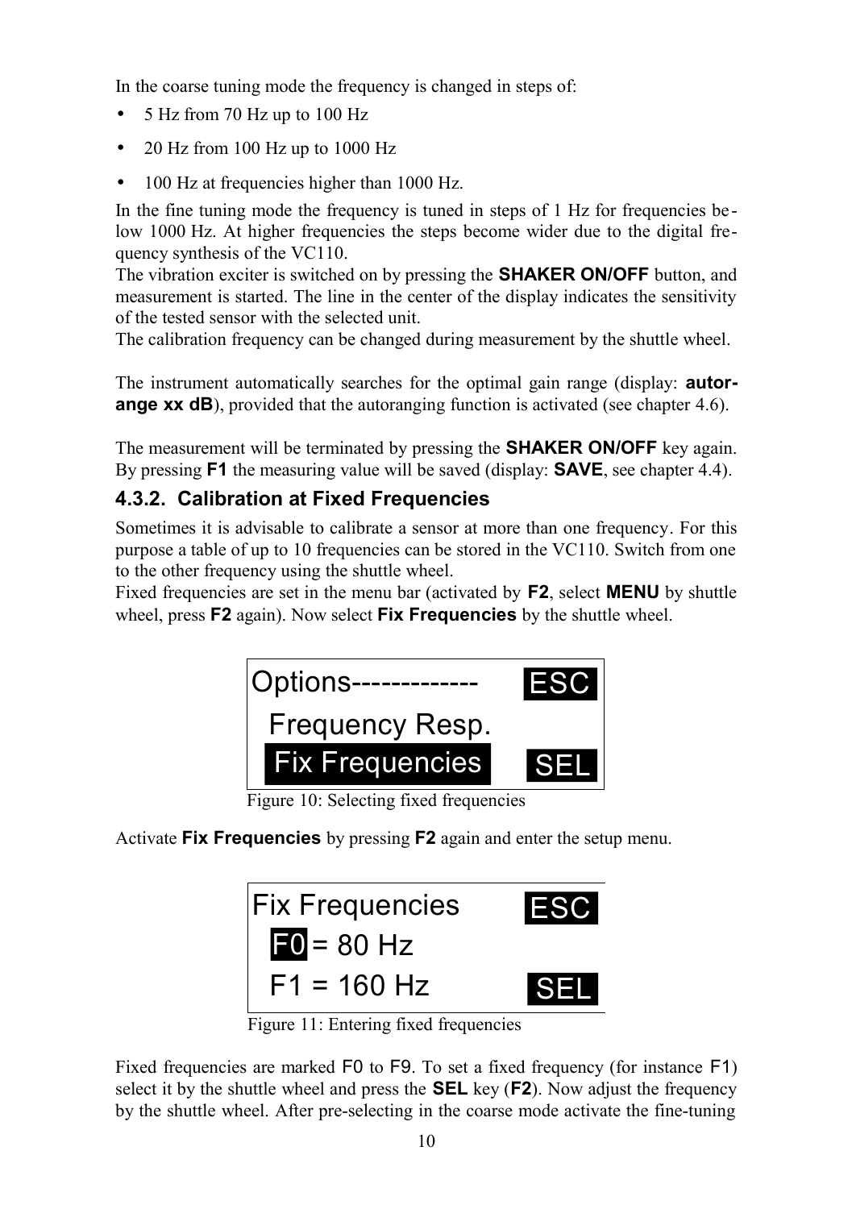In the coarse tuning mode the frequency is changed in steps of:

- 5 Hz from 70 Hz up to 100 Hz
- 20 Hz from 100 Hz up to 1000 Hz
- 100 Hz at frequencies higher than 1000 Hz.

In the fine tuning mode the frequency is tuned in steps of 1 Hz for frequencies below 1000 Hz. At higher frequencies the steps become wider due to the digital frequency synthesis of the VC110.
The vibration exciter is switched on by pressing the **SHAKER ON/OFF** button, and measurement is started. The line in the center of the display indicates the sensitivity of the tested sensor with the selected unit.
The calibration frequency can be changed during measurement by the shuttle wheel.

The instrument automatically searches for the optimal gain range (display: **autorange xx dB**), provided that the autoranging function is activated (see chapter 4.6).

The measurement will be terminated by pressing the **SHAKER ON/OFF** key again. By pressing **F1** the measuring value will be saved (display: **SAVE**, see chapter 4.4).

### 4.3.2. Calibration at Fixed Frequencies

Sometimes it is advisable to calibrate a sensor at more than one frequency. For this purpose a table of up to 10 frequencies can be stored in the VC110. Switch from one to the other frequency using the shuttle wheel.
Fixed frequencies are set in the menu bar (activated by **F2**, select **MENU** by shuttle wheel, press **F2** again). Now select **Fix Frequencies** by the shuttle wheel.

```
Options-------------        ESC
  Frequency Resp.
  Fix Frequencies           SEL
```

Figure 10: Selecting fixed frequencies

Activate **Fix Frequencies** by pressing **F2** again and enter the setup menu.

```
Fix Frequencies             ESC
  F0 = 80 Hz
  F1 = 160 Hz               SEL
```

Figure 11: Entering fixed frequencies

Fixed frequencies are marked F0 to F9. To set a fixed frequency (for instance F1) select it by the shuttle wheel and press the **SEL** key (**F2**). Now adjust the frequency by the shuttle wheel. After pre-selecting in the coarse mode activate the fine-tuning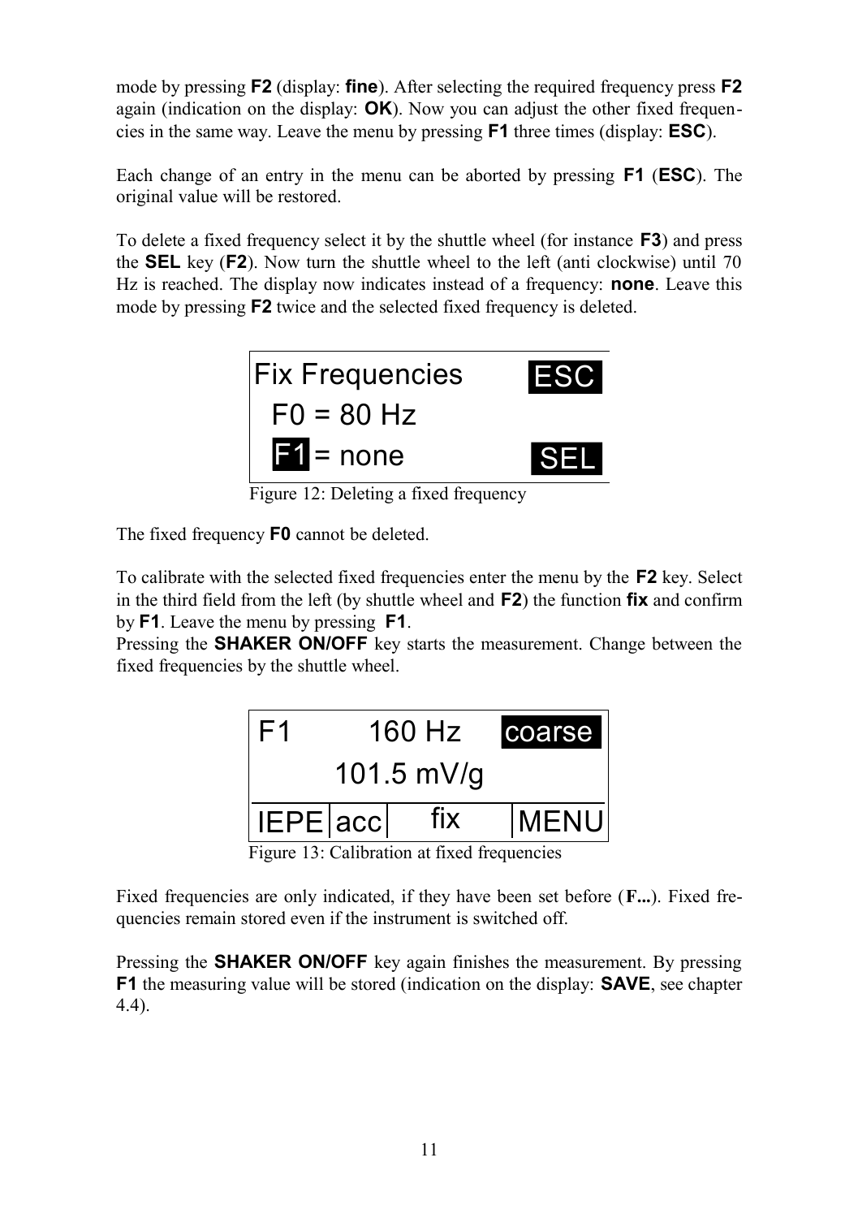mode by pressing **F2** (display: **fine**). After selecting the required frequency press **F2** again (indication on the display: **OK**). Now you can adjust the other fixed frequencies in the same way. Leave the menu by pressing **F1** three times (display: **ESC**).

Each change of an entry in the menu can be aborted by pressing **F1** (**ESC**). The original value will be restored.

To delete a fixed frequency select it by the shuttle wheel (for instance **F3**) and press the **SEL** key (**F2**). Now turn the shuttle wheel to the left (anti clockwise) until 70 Hz is reached. The display now indicates instead of a frequency: **none**. Leave this mode by pressing **F2** twice and the selected fixed frequency is deleted.

```
Fix Frequencies        ESC
  F0 = 80 Hz
  F1 = none            SEL
```

Figure 12: Deleting a fixed frequency

The fixed frequency **F0** cannot be deleted.

To calibrate with the selected fixed frequencies enter the menu by the **F2** key. Select in the third field from the left (by shuttle wheel and **F2**) the function **fix** and confirm by **F1**. Leave the menu by pressing **F1**.
Pressing the **SHAKER ON/OFF** key starts the measurement. Change between the fixed frequencies by the shuttle wheel.

```
F1        160 Hz     coarse
        101.5 mV/g
IEPE | acc |  fix  | MENU
```

Figure 13: Calibration at fixed frequencies

Fixed frequencies are only indicated, if they have been set before (**F...**). Fixed frequencies remain stored even if the instrument is switched off.

Pressing the **SHAKER ON/OFF** key again finishes the measurement. By pressing **F1** the measuring value will be stored (indication on the display: **SAVE**, see chapter 4.4).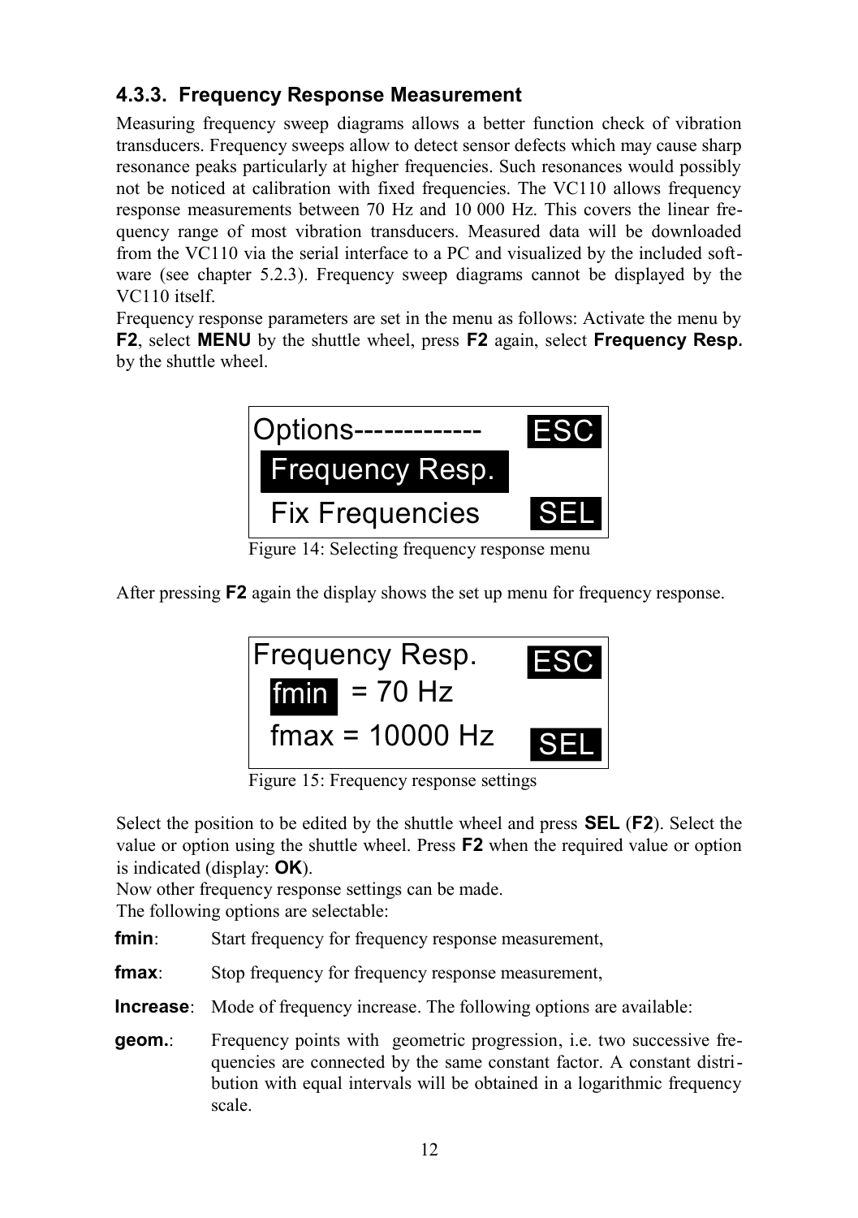### 4.3.3. Frequency Response Measurement

Measuring frequency sweep diagrams allows a better function check of vibration transducers. Frequency sweeps allow to detect sensor defects which may cause sharp resonance peaks particularly at higher frequencies. Such resonances would possibly not be noticed at calibration with fixed frequencies. The VC110 allows frequency response measurements between 70 Hz and 10 000 Hz. This covers the linear frequency range of most vibration transducers. Measured data will be downloaded from the VC110 via the serial interface to a PC and visualized by the included software (see chapter 5.2.3). Frequency sweep diagrams cannot be displayed by the VC110 itself.

Frequency response parameters are set in the menu as follows: Activate the menu by **F2**, select **MENU** by the shuttle wheel, press **F2** again, select **Frequency Resp.** by the shuttle wheel.

```
Options-------------   ESC
 Frequency Resp.
 Fix Frequencies       SEL
```

Figure 14: Selecting frequency response menu

After pressing **F2** again the display shows the set up menu for frequency response.

```
Frequency Resp.        ESC
 fmin = 70 Hz
 fmax = 10000 Hz       SEL
```

Figure 15: Frequency response settings

Select the position to be edited by the shuttle wheel and press **SEL** (**F2**). Select the value or option using the shuttle wheel. Press **F2** when the required value or option is indicated (display: **OK**).

Now other frequency response settings can be made.

The following options are selectable:

**fmin**: Start frequency for frequency response measurement,

**fmax**: Stop frequency for frequency response measurement,

**Increase**: Mode of frequency increase. The following options are available:

**geom.**: Frequency points with geometric progression, i.e. two successive frequencies are connected by the same constant factor. A constant distribution with equal intervals will be obtained in a logarithmic frequency scale.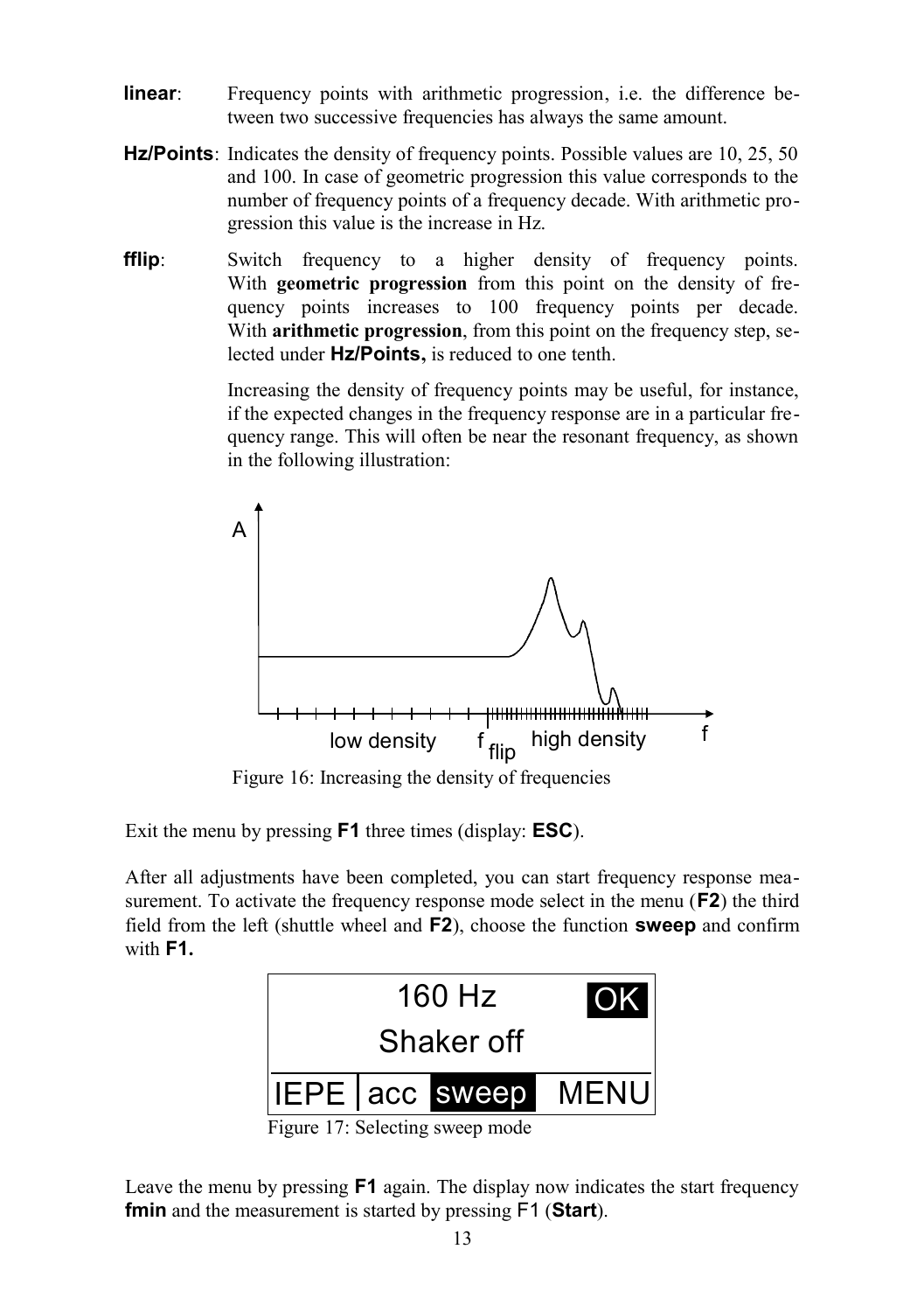**linear**: Frequency points with arithmetic progression, i.e. the difference between two successive frequencies has always the same amount.

**Hz/Points**: Indicates the density of frequency points. Possible values are 10, 25, 50 and 100. In case of geometric progression this value corresponds to the number of frequency points of a frequency decade. With arithmetic progression this value is the increase in Hz.

**fflip**: Switch frequency to a higher density of frequency points. With **geometric progression** from this point on the density of frequency points increases to 100 frequency points per decade. With **arithmetic progression**, from this point on the frequency step, selected under **Hz/Points,** is reduced to one tenth.

Increasing the density of frequency points may be useful, for instance, if the expected changes in the frequency response are in a particular frequency range. This will often be near the resonant frequency, as shown in the following illustration:

Figure 16: Increasing the density of frequencies

Exit the menu by pressing **F1** three times (display: **ESC**).

After all adjustments have been completed, you can start frequency response measurement. To activate the frequency response mode select in the menu (**F2**) the third field from the left (shuttle wheel and **F2**), choose the function **sweep** and confirm with **F1.**

Figure 17: Selecting sweep mode

Leave the menu by pressing **F1** again. The display now indicates the start frequency **fmin** and the measurement is started by pressing F1 (**Start**).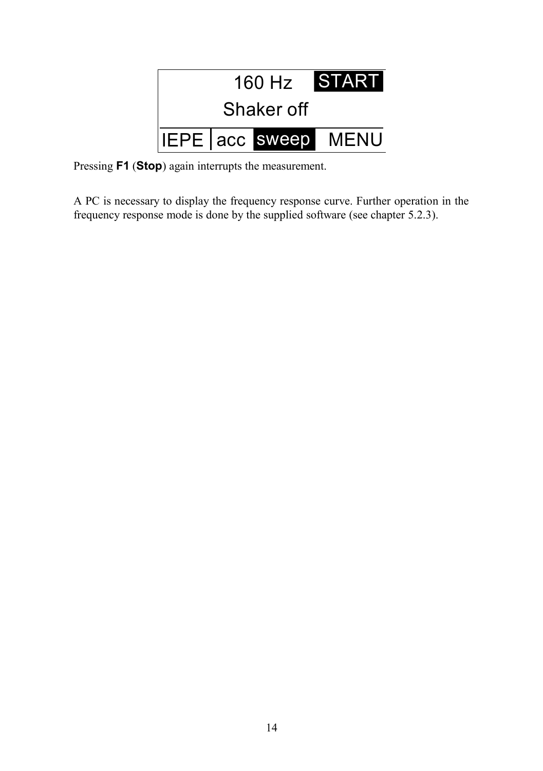```
        160 Hz    START
       Shaker off
IEPE | acc  sweep   MENU
```

Pressing **F1** (**Stop**) again interrupts the measurement.

A PC is necessary to display the frequency response curve. Further operation in the frequency response mode is done by the supplied software (see chapter 5.2.3).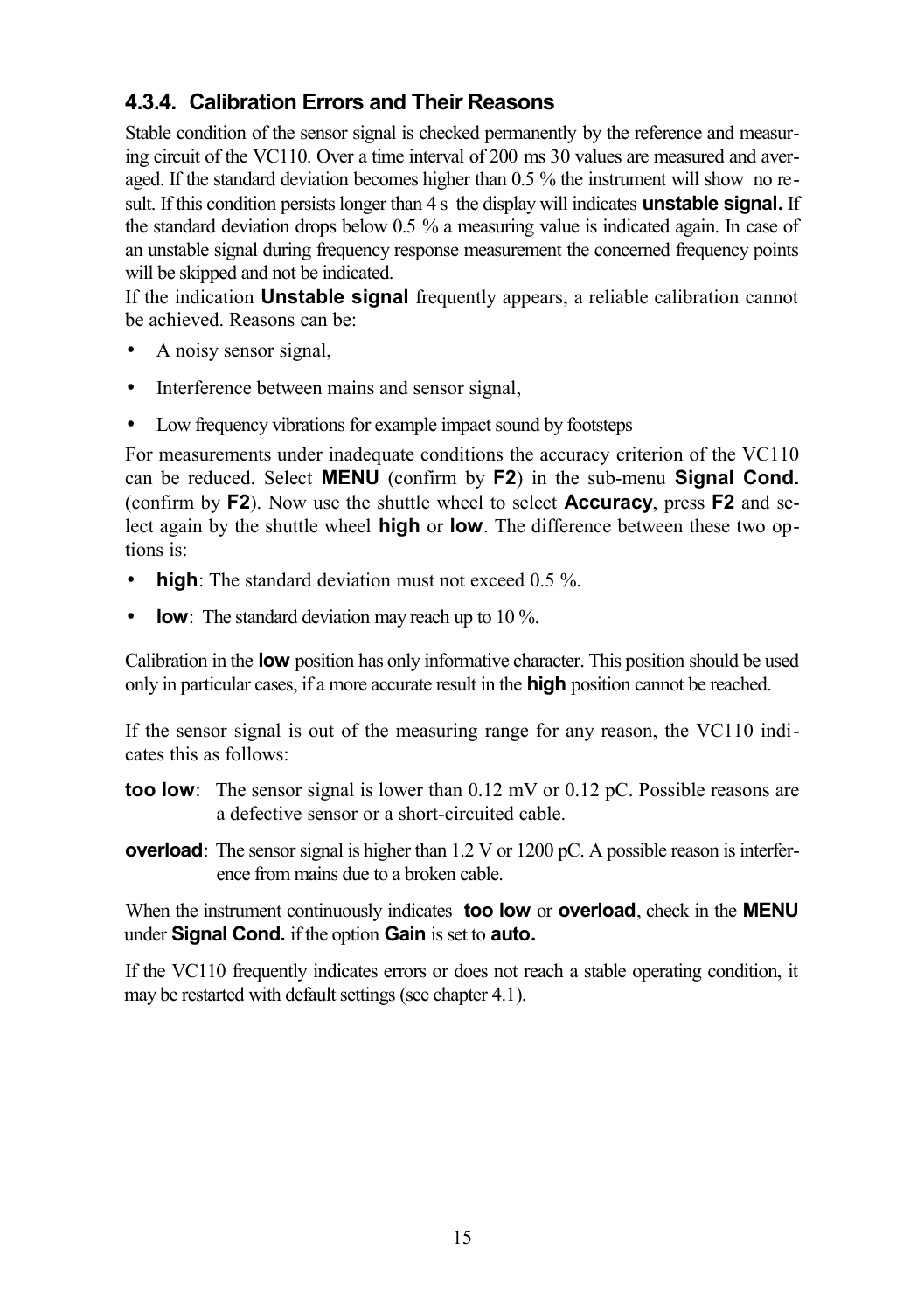### 4.3.4. Calibration Errors and Their Reasons

Stable condition of the sensor signal is checked permanently by the reference and measuring circuit of the VC110. Over a time interval of 200 ms 30 values are measured and averaged. If the standard deviation becomes higher than 0.5 % the instrument will show no result. If this condition persists longer than 4 s the display will indicates **unstable signal.** If the standard deviation drops below 0.5 % a measuring value is indicated again. In case of an unstable signal during frequency response measurement the concerned frequency points will be skipped and not be indicated.

If the indication **Unstable signal** frequently appears, a reliable calibration cannot be achieved. Reasons can be:

- A noisy sensor signal,
- Interference between mains and sensor signal,
- Low frequency vibrations for example impact sound by footsteps

For measurements under inadequate conditions the accuracy criterion of the VC110 can be reduced. Select **MENU** (confirm by **F2**) in the sub-menu **Signal Cond.** (confirm by **F2**). Now use the shuttle wheel to select **Accuracy**, press **F2** and select again by the shuttle wheel **high** or **low**. The difference between these two options is:

- **high**: The standard deviation must not exceed 0.5 %.
- **low**: The standard deviation may reach up to 10 %.

Calibration in the **low** position has only informative character. This position should be used only in particular cases, if a more accurate result in the **high** position cannot be reached.

If the sensor signal is out of the measuring range for any reason, the VC110 indicates this as follows:

**too low**: The sensor signal is lower than 0.12 mV or 0.12 pC. Possible reasons are a defective sensor or a short-circuited cable.

**overload**: The sensor signal is higher than 1.2 V or 1200 pC. A possible reason is interference from mains due to a broken cable.

When the instrument continuously indicates **too low** or **overload**, check in the **MENU** under **Signal Cond.** if the option **Gain** is set to **auto.**

If the VC110 frequently indicates errors or does not reach a stable operating condition, it may be restarted with default settings (see chapter 4.1).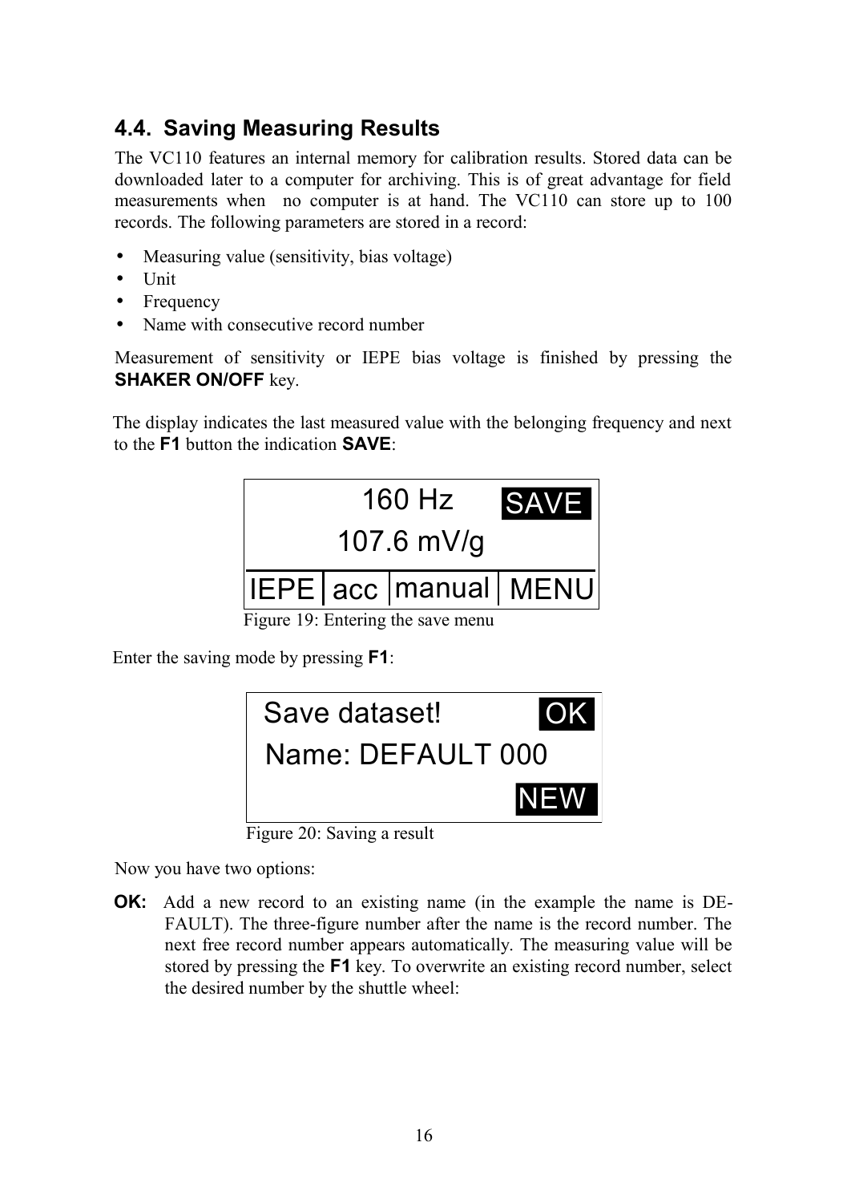## 4.4. Saving Measuring Results

The VC110 features an internal memory for calibration results. Stored data can be downloaded later to a computer for archiving. This is of great advantage for field measurements when no computer is at hand. The VC110 can store up to 100 records. The following parameters are stored in a record:

- Measuring value (sensitivity, bias voltage)
- Unit
- Frequency
- Name with consecutive record number

Measurement of sensitivity or IEPE bias voltage is finished by pressing the **SHAKER ON/OFF** key.

The display indicates the last measured value with the belonging frequency and next to the **F1** button the indication **SAVE**:

```
160 Hz        SAVE
107.6 mV/g
IEPE | acc | manual | MENU
```

Figure 19: Entering the save menu

Enter the saving mode by pressing **F1**:

```
Save dataset!          OK
Name: DEFAULT 000
                       NEW
```

Figure 20: Saving a result

Now you have two options:

**OK:** Add a new record to an existing name (in the example the name is DEFAULT). The three-figure number after the name is the record number. The next free record number appears automatically. The measuring value will be stored by pressing the **F1** key. To overwrite an existing record number, select the desired number by the shuttle wheel: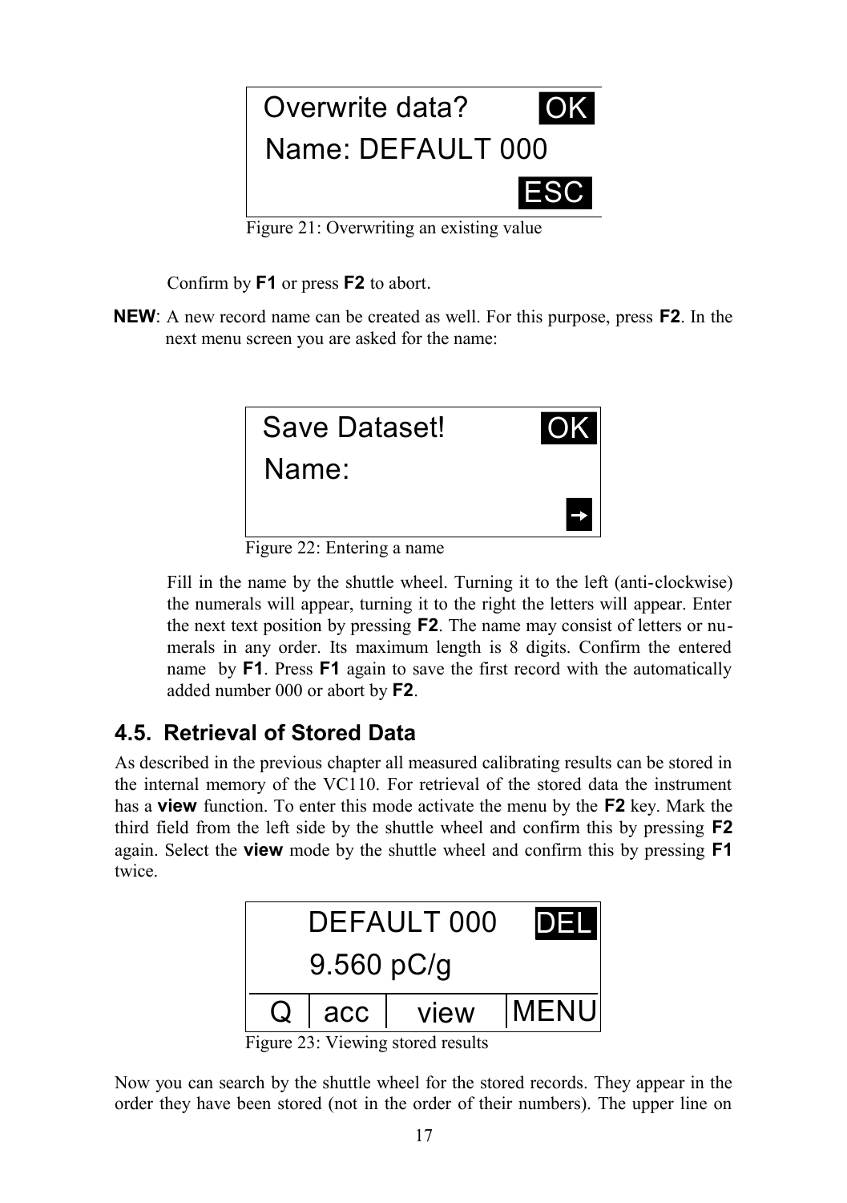```
Overwrite data?      OK
Name: DEFAULT 000
                     ESC
```

Figure 21: Overwriting an existing value

Confirm by **F1** or press **F2** to abort.

**NEW**: A new record name can be created as well. For this purpose, press **F2**. In the next menu screen you are asked for the name:

```
Save Dataset!        OK
Name:
                     →
```

Figure 22: Entering a name

Fill in the name by the shuttle wheel. Turning it to the left (anti-clockwise) the numerals will appear, turning it to the right the letters will appear. Enter the next text position by pressing **F2**. The name may consist of letters or numerals in any order. Its maximum length is 8 digits. Confirm the entered name by **F1**. Press **F1** again to save the first record with the automatically added number 000 or abort by **F2**.

## 4.5. Retrieval of Stored Data

As described in the previous chapter all measured calibrating results can be stored in the internal memory of the VC110. For retrieval of the stored data the instrument has a **view** function. To enter this mode activate the menu by the **F2** key. Mark the third field from the left side by the shuttle wheel and confirm this by pressing **F2** again. Select the **view** mode by the shuttle wheel and confirm this by pressing **F1** twice.

```
     DEFAULT 000     DEL
     9.560 pC/g
  Q | acc |  view  | MENU
```

Figure 23: Viewing stored results

Now you can search by the shuttle wheel for the stored records. They appear in the order they have been stored (not in the order of their numbers). The upper line on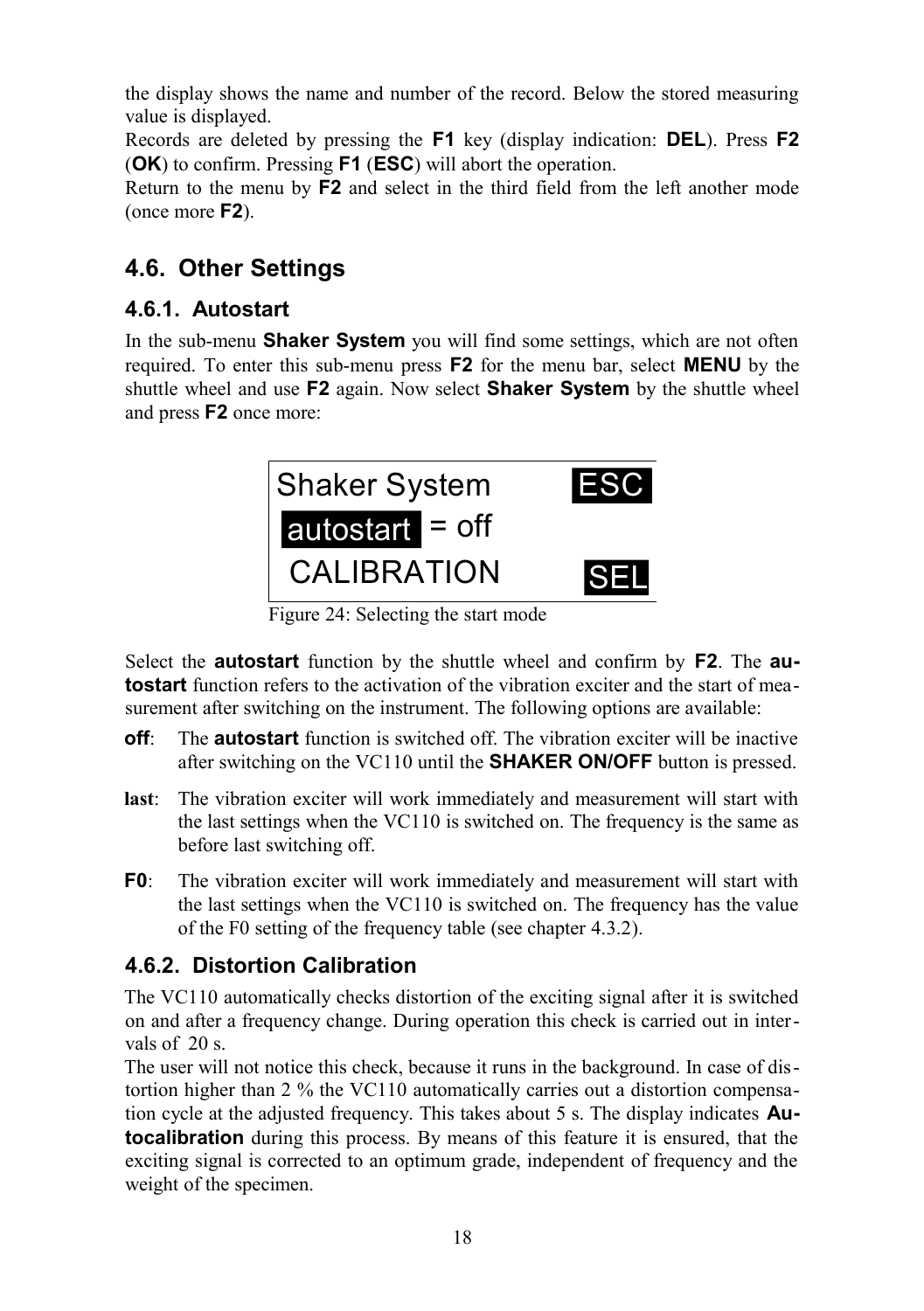the display shows the name and number of the record. Below the stored measuring value is displayed.
Records are deleted by pressing the **F1** key (display indication: **DEL**). Press **F2** (**OK**) to confirm. Pressing **F1** (**ESC**) will abort the operation.
Return to the menu by **F2** and select in the third field from the left another mode (once more **F2**).

## 4.6. Other Settings

### 4.6.1. Autostart

In the sub-menu **Shaker System** you will find some settings, which are not often required. To enter this sub-menu press **F2** for the menu bar, select **MENU** by the shuttle wheel and use **F2** again. Now select **Shaker System** by the shuttle wheel and press **F2** once more:

```
Shaker System        ESC
 autostart = off
 CALIBRATION         SEL
```

Figure 24: Selecting the start mode

Select the **autostart** function by the shuttle wheel and confirm by **F2**. The **autostart** function refers to the activation of the vibration exciter and the start of measurement after switching on the instrument. The following options are available:

- **off**: The **autostart** function is switched off. The vibration exciter will be inactive after switching on the VC110 until the **SHAKER ON/OFF** button is pressed.
- **last**: The vibration exciter will work immediately and measurement will start with the last settings when the VC110 is switched on. The frequency is the same as before last switching off.
- **F0**: The vibration exciter will work immediately and measurement will start with the last settings when the VC110 is switched on. The frequency has the value of the F0 setting of the frequency table (see chapter 4.3.2).

### 4.6.2. Distortion Calibration

The VC110 automatically checks distortion of the exciting signal after it is switched on and after a frequency change. During operation this check is carried out in intervals of 20 s.
The user will not notice this check, because it runs in the background. In case of distortion higher than 2 % the VC110 automatically carries out a distortion compensation cycle at the adjusted frequency. This takes about 5 s. The display indicates **Autocalibration** during this process. By means of this feature it is ensured, that the exciting signal is corrected to an optimum grade, independent of frequency and the weight of the specimen.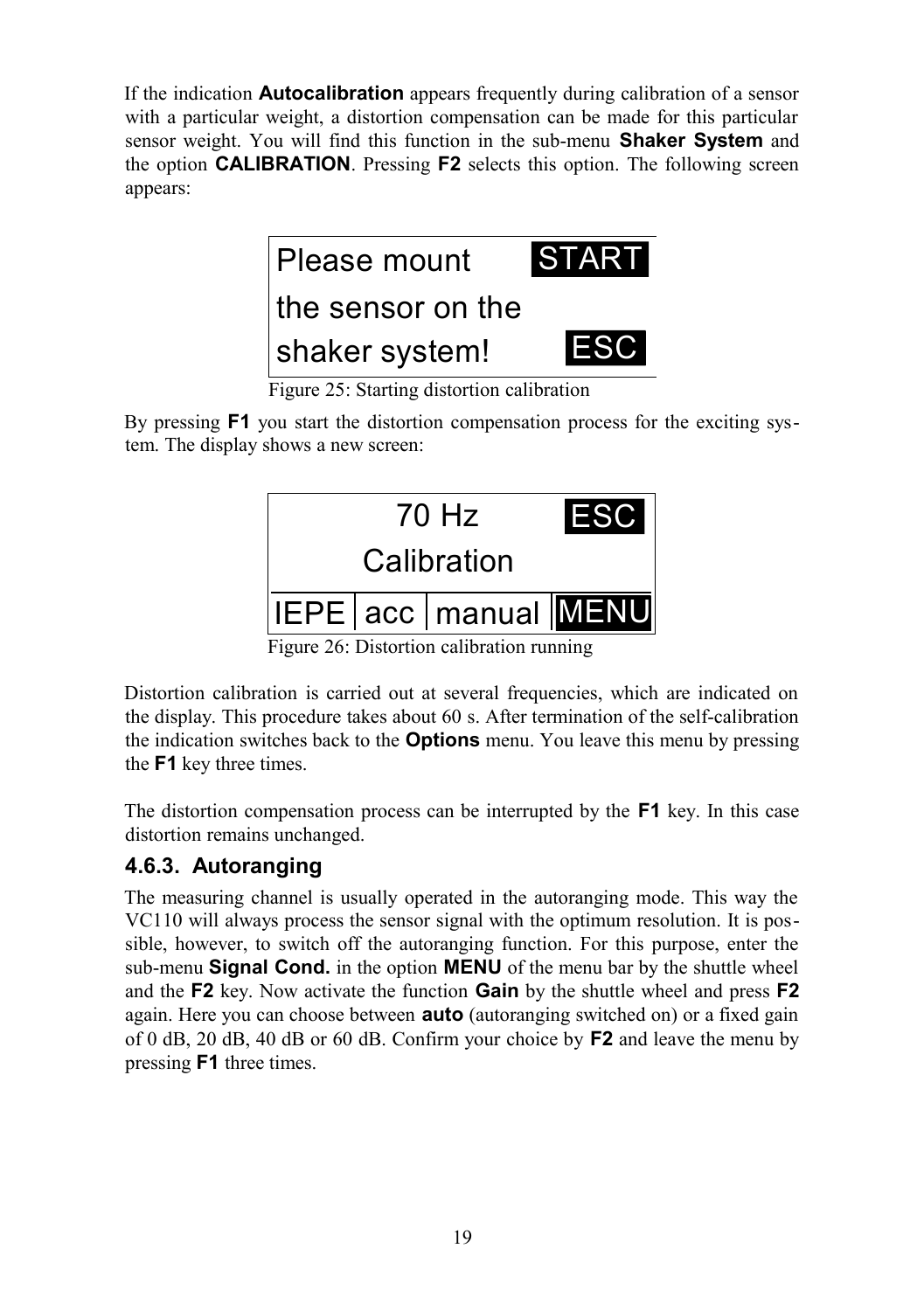If the indication **Autocalibration** appears frequently during calibration of a sensor with a particular weight, a distortion compensation can be made for this particular sensor weight. You will find this function in the sub-menu **Shaker System** and the option **CALIBRATION**. Pressing **F2** selects this option. The following screen appears:

```
Please mount        START
the sensor on the
shaker system!      ESC
```

Figure 25: Starting distortion calibration

By pressing **F1** you start the distortion compensation process for the exciting system. The display shows a new screen:

```
        70 Hz          ESC
     Calibration
IEPE | acc | manual | MENU
```

Figure 26: Distortion calibration running

Distortion calibration is carried out at several frequencies, which are indicated on the display. This procedure takes about 60 s. After termination of the self-calibration the indication switches back to the **Options** menu. You leave this menu by pressing the **F1** key three times.

The distortion compensation process can be interrupted by the **F1** key. In this case distortion remains unchanged.

### 4.6.3. Autoranging

The measuring channel is usually operated in the autoranging mode. This way the VC110 will always process the sensor signal with the optimum resolution. It is possible, however, to switch off the autoranging function. For this purpose, enter the sub-menu **Signal Cond.** in the option **MENU** of the menu bar by the shuttle wheel and the **F2** key. Now activate the function **Gain** by the shuttle wheel and press **F2** again. Here you can choose between **auto** (autoranging switched on) or a fixed gain of 0 dB, 20 dB, 40 dB or 60 dB. Confirm your choice by **F2** and leave the menu by pressing **F1** three times.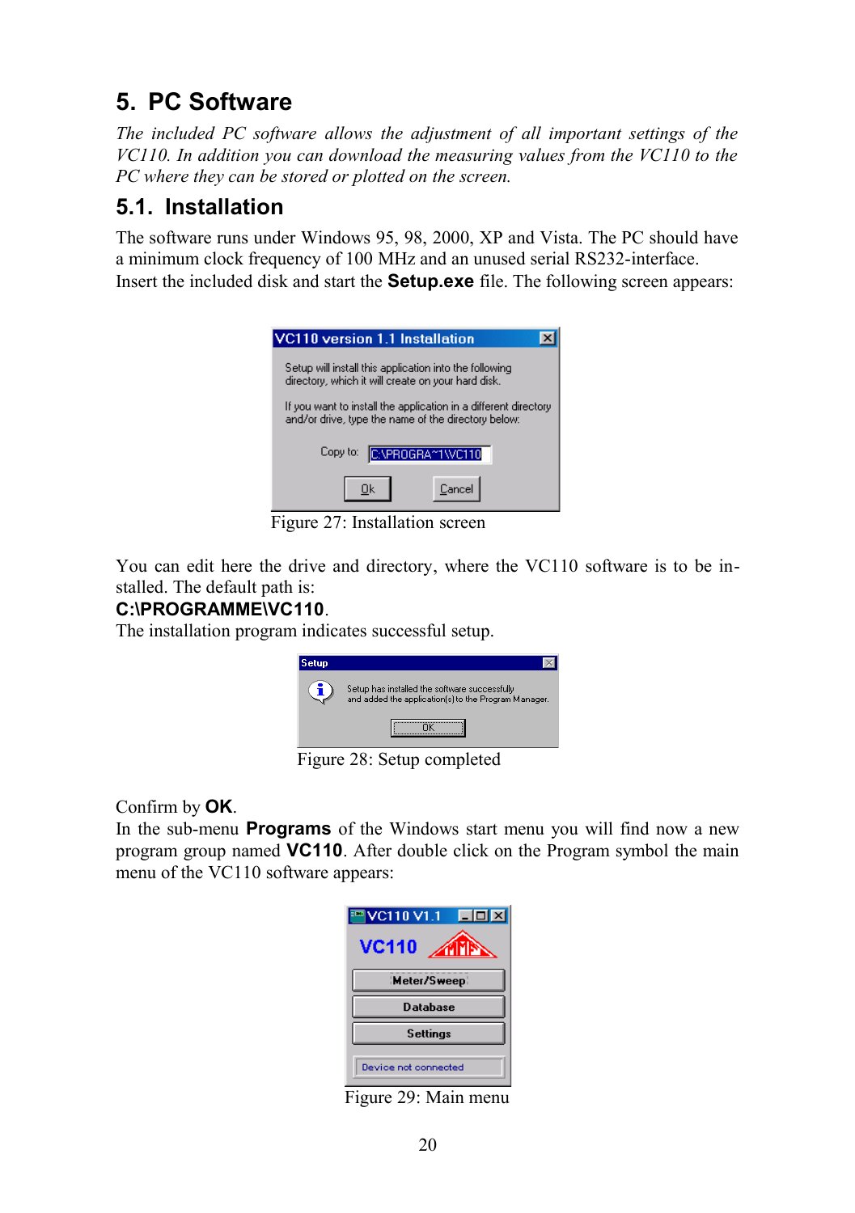# 5. PC Software

*The included PC software allows the adjustment of all important settings of the VC110. In addition you can download the measuring values from the VC110 to the PC where they can be stored or plotted on the screen.*

## 5.1. Installation

The software runs under Windows 95, 98, 2000, XP and Vista. The PC should have a minimum clock frequency of 100 MHz and an unused serial RS232-interface.
Insert the included disk and start the **Setup.exe** file. The following screen appears:

Figure 27: Installation screen

You can edit here the drive and directory, where the VC110 software is to be installed. The default path is:
**C:\PROGRAMME\VC110**.
The installation program indicates successful setup.

Figure 28: Setup completed

Confirm by **OK**.
In the sub-menu **Programs** of the Windows start menu you will find now a new program group named **VC110**. After double click on the Program symbol the main menu of the VC110 software appears:

Figure 29: Main menu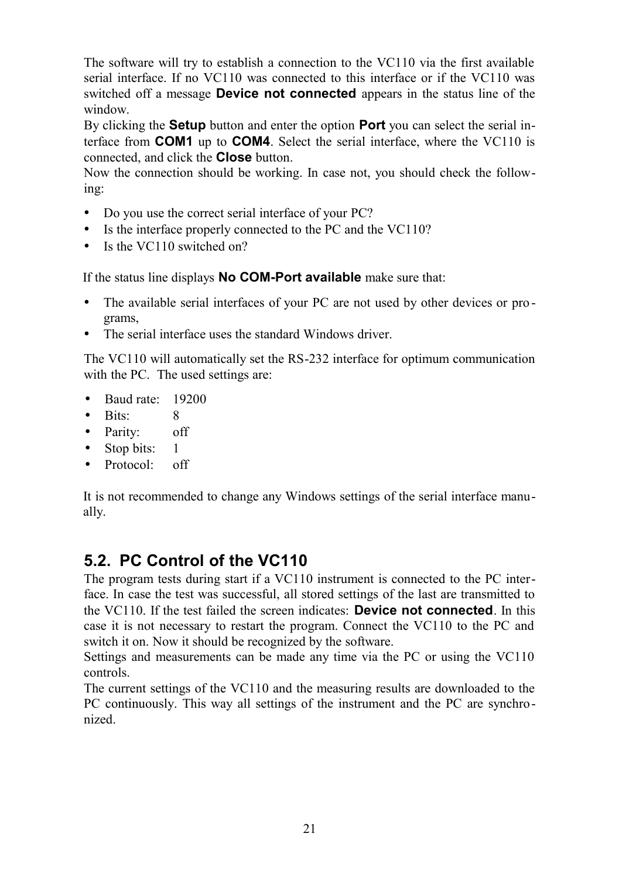The software will try to establish a connection to the VC110 via the first available serial interface. If no VC110 was connected to this interface or if the VC110 was switched off a message **Device not connected** appears in the status line of the window.

By clicking the **Setup** button and enter the option **Port** you can select the serial interface from **COM1** up to **COM4**. Select the serial interface, where the VC110 is connected, and click the **Close** button.

Now the connection should be working. In case not, you should check the following:

- Do you use the correct serial interface of your PC?
- Is the interface properly connected to the PC and the VC110?
- Is the VC110 switched on?

If the status line displays **No COM-Port available** make sure that:

- The available serial interfaces of your PC are not used by other devices or programs,
- The serial interface uses the standard Windows driver.

The VC110 will automatically set the RS-232 interface for optimum communication with the PC. The used settings are:

- Baud rate: 19200
- Bits: 8
- Parity: off
- Stop bits: 1
- Protocol: off

It is not recommended to change any Windows settings of the serial interface manually.

## 5.2. PC Control of the VC110

The program tests during start if a VC110 instrument is connected to the PC interface. In case the test was successful, all stored settings of the last are transmitted to the VC110. If the test failed the screen indicates: **Device not connected**. In this case it is not necessary to restart the program. Connect the VC110 to the PC and switch it on. Now it should be recognized by the software.

Settings and measurements can be made any time via the PC or using the VC110 controls.

The current settings of the VC110 and the measuring results are downloaded to the PC continuously. This way all settings of the instrument and the PC are synchronized.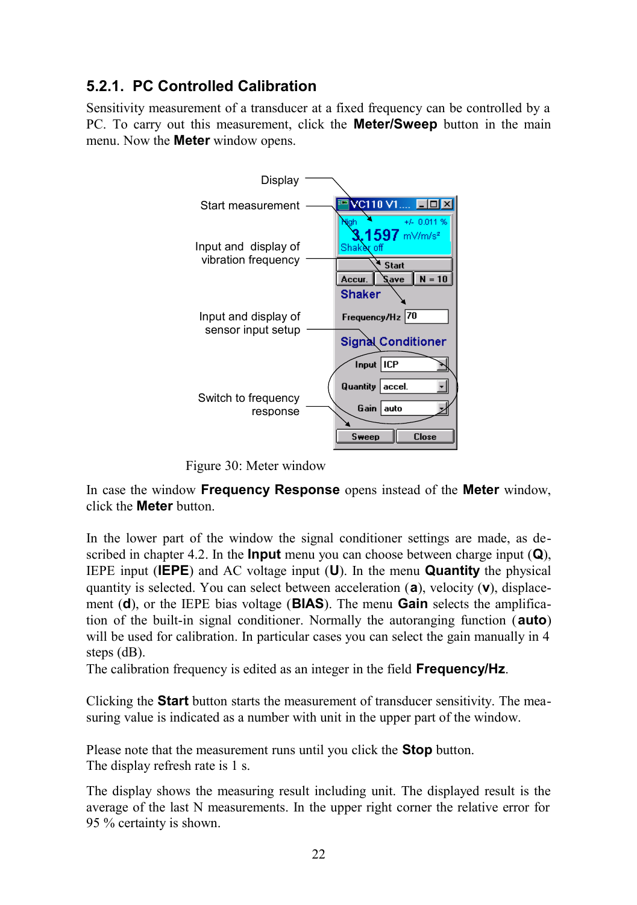### 5.2.1. PC Controlled Calibration

Sensitivity measurement of a transducer at a fixed frequency can be controlled by a PC. To carry out this measurement, click the **Meter/Sweep** button in the main menu. Now the **Meter** window opens.

Figure 30: Meter window

In case the window **Frequency Response** opens instead of the **Meter** window, click the **Meter** button.

In the lower part of the window the signal conditioner settings are made, as described in chapter 4.2. In the **Input** menu you can choose between charge input (**Q**), IEPE input (**IEPE**) and AC voltage input (**U**). In the menu **Quantity** the physical quantity is selected. You can select between acceleration (**a**), velocity (**v**), displacement (**d**), or the IEPE bias voltage (**BIAS**). The menu **Gain** selects the amplification of the built-in signal conditioner. Normally the autoranging function (**auto**) will be used for calibration. In particular cases you can select the gain manually in 4 steps (dB).
The calibration frequency is edited as an integer in the field **Frequency/Hz**.

Clicking the **Start** button starts the measurement of transducer sensitivity. The measuring value is indicated as a number with unit in the upper part of the window.

Please note that the measurement runs until you click the **Stop** button.
The display refresh rate is 1 s.

The display shows the measuring result including unit. The displayed result is the average of the last N measurements. In the upper right corner the relative error for 95 % certainty is shown.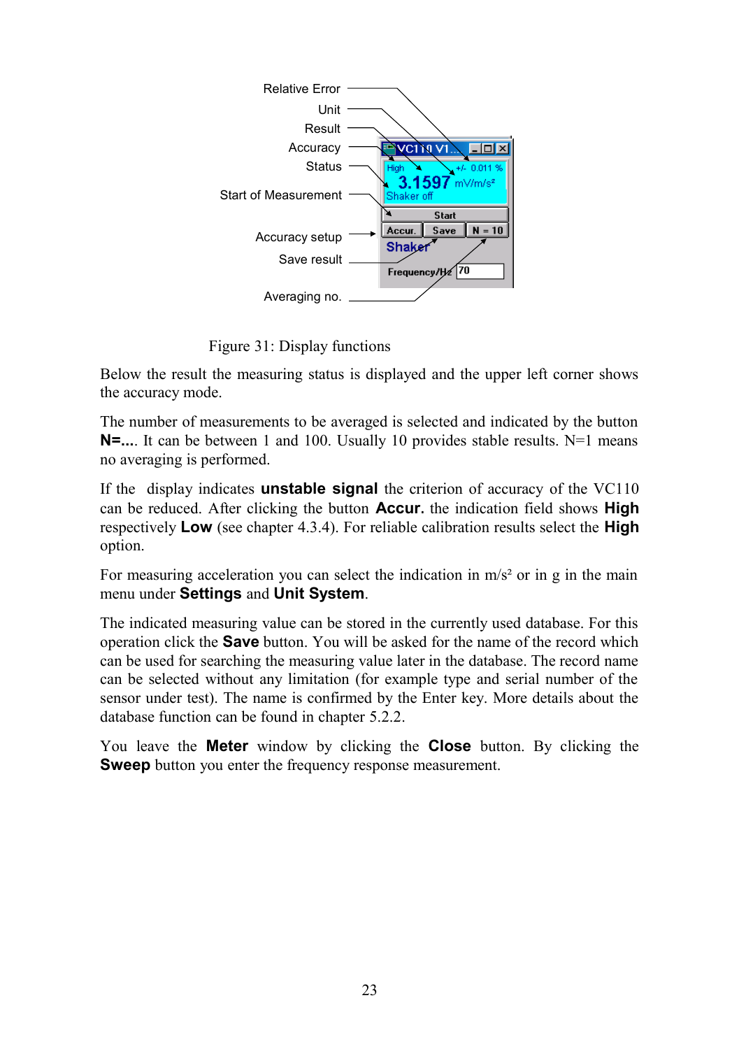Figure 31: Display functions

Below the result the measuring status is displayed and the upper left corner shows the accuracy mode.

The number of measurements to be averaged is selected and indicated by the button **N=...**. It can be between 1 and 100. Usually 10 provides stable results. N=1 means no averaging is performed.

If the display indicates **unstable signal** the criterion of accuracy of the VC110 can be reduced. After clicking the button **Accur.** the indication field shows **High** respectively **Low** (see chapter 4.3.4). For reliable calibration results select the **High** option.

For measuring acceleration you can select the indication in m/s² or in g in the main menu under **Settings** and **Unit System**.

The indicated measuring value can be stored in the currently used database. For this operation click the **Save** button. You will be asked for the name of the record which can be used for searching the measuring value later in the database. The record name can be selected without any limitation (for example type and serial number of the sensor under test). The name is confirmed by the Enter key. More details about the database function can be found in chapter 5.2.2.

You leave the **Meter** window by clicking the **Close** button. By clicking the **Sweep** button you enter the frequency response measurement.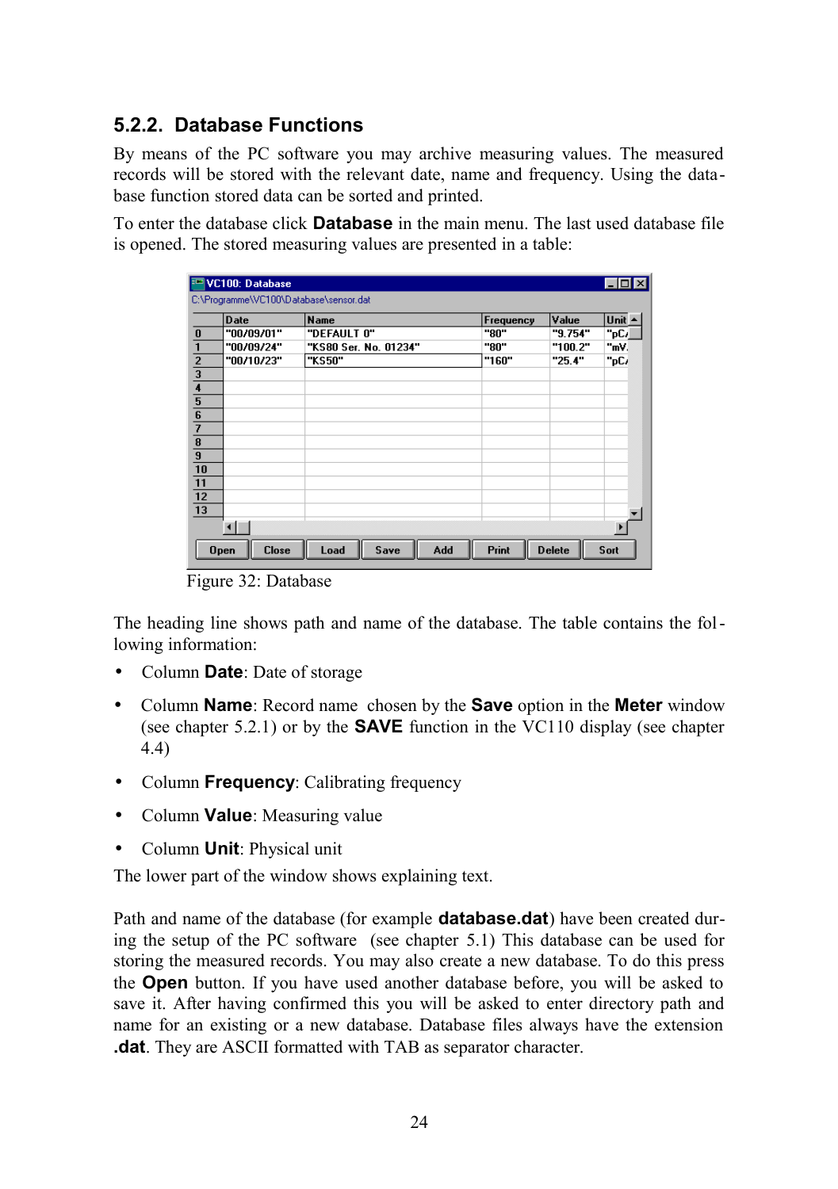### 5.2.2. Database Functions

By means of the PC software you may archive measuring values. The measured records will be stored with the relevant date, name and frequency. Using the database function stored data can be sorted and printed.

To enter the database click **Database** in the main menu. The last used database file is opened. The stored measuring values are presented in a table:

Figure 32: Database

The heading line shows path and name of the database. The table contains the following information:

- Column **Date**: Date of storage
- Column **Name**: Record name chosen by the **Save** option in the **Meter** window (see chapter 5.2.1) or by the **SAVE** function in the VC110 display (see chapter 4.4)
- Column **Frequency**: Calibrating frequency
- Column **Value**: Measuring value
- Column **Unit**: Physical unit

The lower part of the window shows explaining text.

Path and name of the database (for example **database.dat**) have been created during the setup of the PC software (see chapter 5.1) This database can be used for storing the measured records. You may also create a new database. To do this press the **Open** button. If you have used another database before, you will be asked to save it. After having confirmed this you will be asked to enter directory path and name for an existing or a new database. Database files always have the extension **.dat**. They are ASCII formatted with TAB as separator character.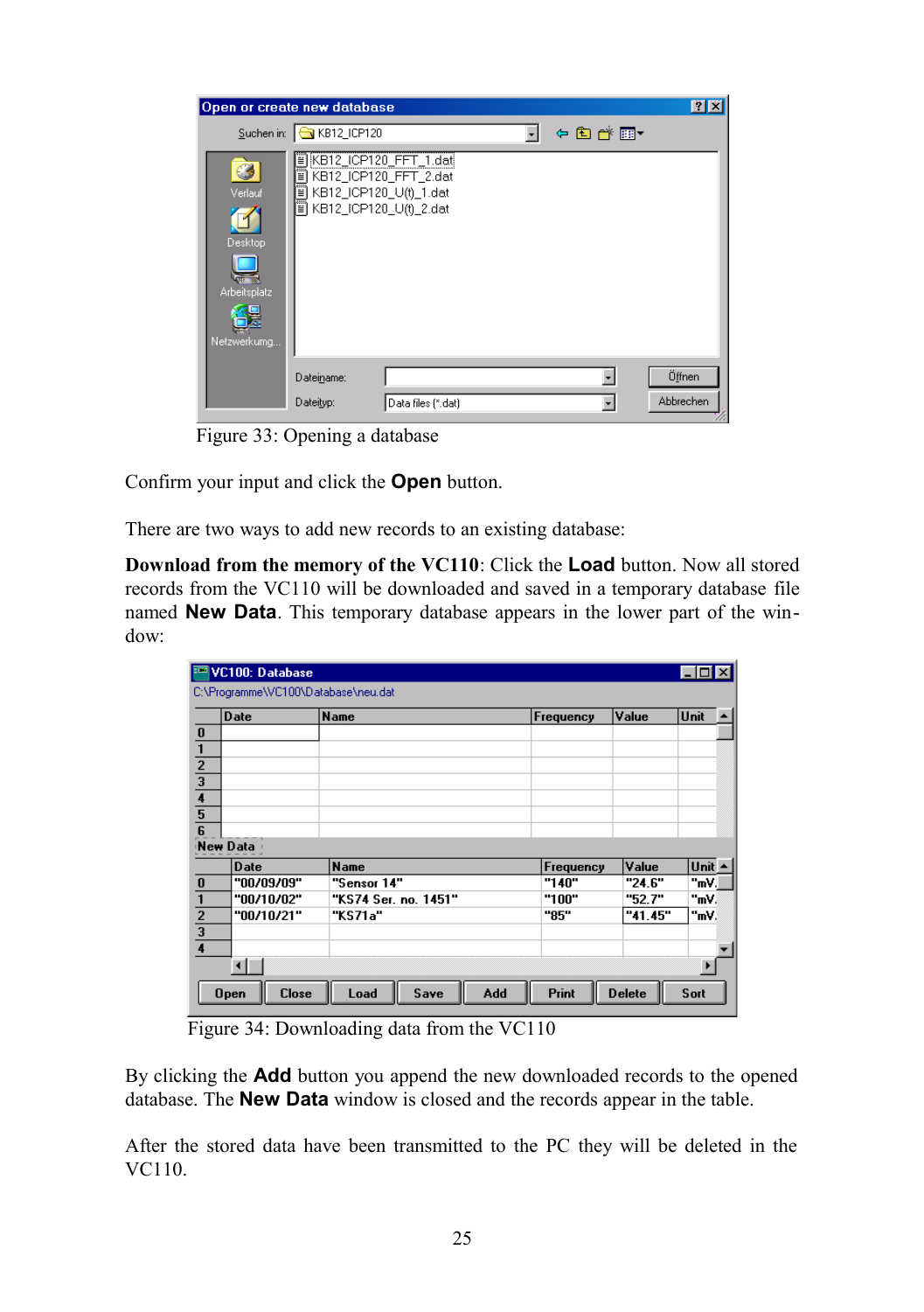Figure 33: Opening a database

Confirm your input and click the **Open** button.

There are two ways to add new records to an existing database:

**Download from the memory of the VC110**: Click the **Load** button. Now all stored records from the VC110 will be downloaded and saved in a temporary database file named **New Data**. This temporary database appears in the lower part of the window:

Figure 34: Downloading data from the VC110

By clicking the **Add** button you append the new downloaded records to the opened database. The **New Data** window is closed and the records appear in the table.

After the stored data have been transmitted to the PC they will be deleted in the VC110.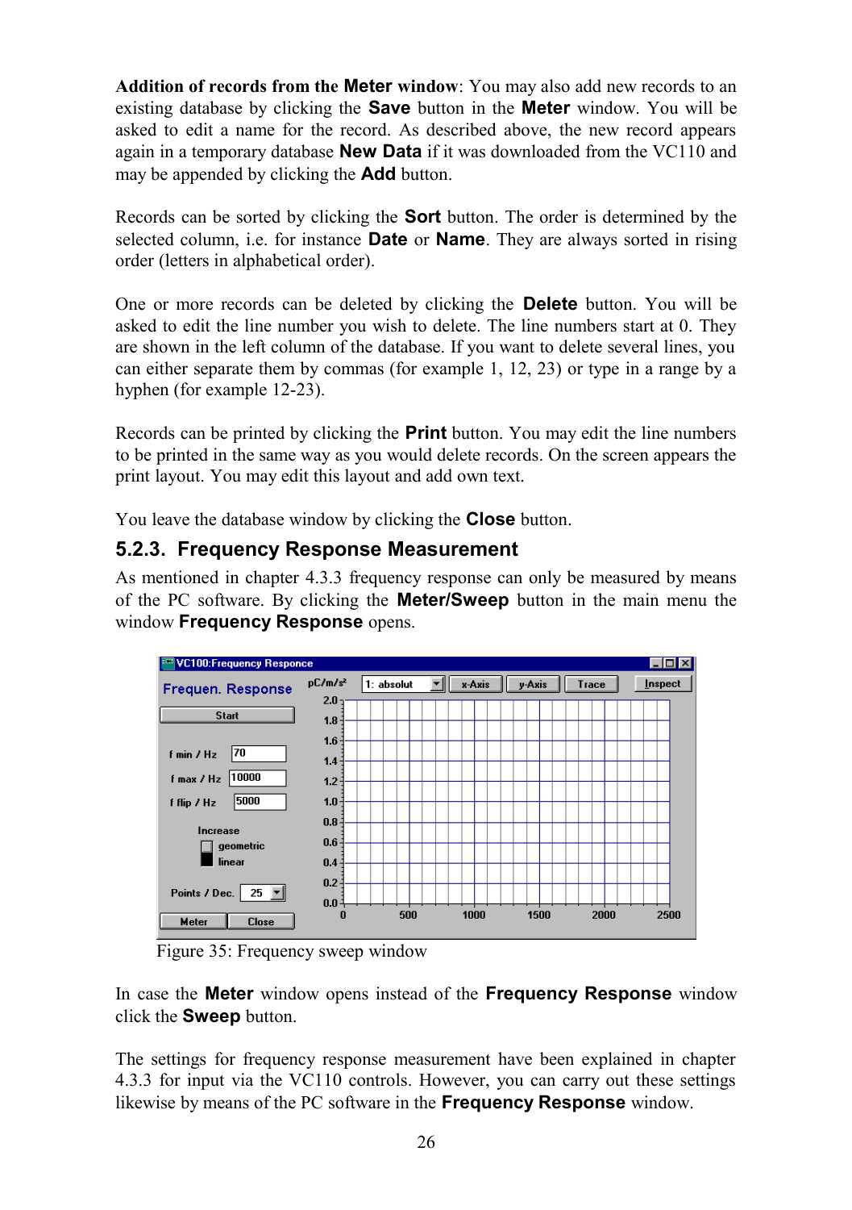**Addition of records from the Meter window**: You may also add new records to an existing database by clicking the **Save** button in the **Meter** window. You will be asked to edit a name for the record. As described above, the new record appears again in a temporary database **New Data** if it was downloaded from the VC110 and may be appended by clicking the **Add** button.

Records can be sorted by clicking the **Sort** button. The order is determined by the selected column, i.e. for instance **Date** or **Name**. They are always sorted in rising order (letters in alphabetical order).

One or more records can be deleted by clicking the **Delete** button. You will be asked to edit the line number you wish to delete. The line numbers start at 0. They are shown in the left column of the database. If you want to delete several lines, you can either separate them by commas (for example 1, 12, 23) or type in a range by a hyphen (for example 12-23).

Records can be printed by clicking the **Print** button. You may edit the line numbers to be printed in the same way as you would delete records. On the screen appears the print layout. You may edit this layout and add own text.

You leave the database window by clicking the **Close** button.

### 5.2.3. Frequency Response Measurement

As mentioned in chapter 4.3.3 frequency response can only be measured by means of the PC software. By clicking the **Meter/Sweep** button in the main menu the window **Frequency Response** opens.

Figure 35: Frequency sweep window

In case the **Meter** window opens instead of the **Frequency Response** window click the **Sweep** button.

The settings for frequency response measurement have been explained in chapter 4.3.3 for input via the VC110 controls. However, you can carry out these settings likewise by means of the PC software in the **Frequency Response** window.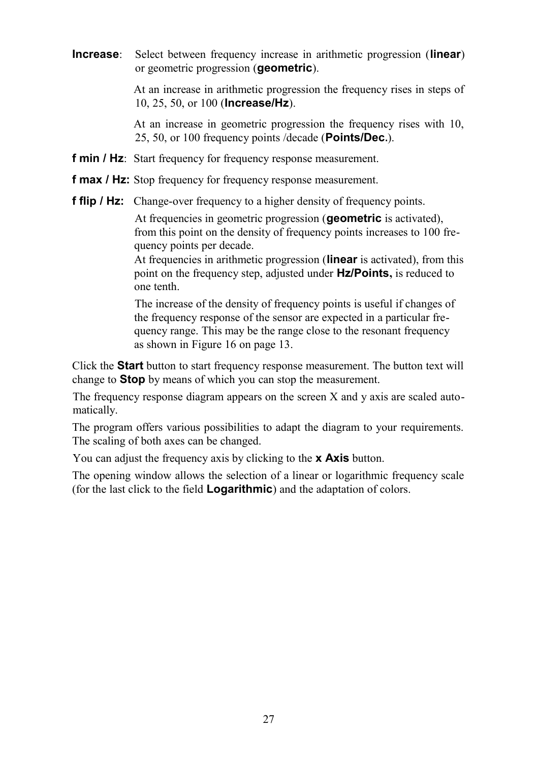**Increase**: Select between frequency increase in arithmetic progression (**linear**) or geometric progression (**geometric**).

At an increase in arithmetic progression the frequency rises in steps of 10, 25, 50, or 100 (**Increase/Hz**).

At an increase in geometric progression the frequency rises with 10, 25, 50, or 100 frequency points /decade (**Points/Dec.**).

**f min / Hz**: Start frequency for frequency response measurement.

**f max / Hz:** Stop frequency for frequency response measurement.

**f flip / Hz:** Change-over frequency to a higher density of frequency points.

At frequencies in geometric progression (**geometric** is activated), from this point on the density of frequency points increases to 100 frequency points per decade.
At frequencies in arithmetic progression (**linear** is activated), from this point on the frequency step, adjusted under **Hz/Points,** is reduced to one tenth.

The increase of the density of frequency points is useful if changes of the frequency response of the sensor are expected in a particular frequency range. This may be the range close to the resonant frequency as shown in Figure 16 on page 13.

Click the **Start** button to start frequency response measurement. The button text will change to **Stop** by means of which you can stop the measurement.

The frequency response diagram appears on the screen X and y axis are scaled automatically.

The program offers various possibilities to adapt the diagram to your requirements. The scaling of both axes can be changed.

You can adjust the frequency axis by clicking to the **x Axis** button.

The opening window allows the selection of a linear or logarithmic frequency scale (for the last click to the field **Logarithmic**) and the adaptation of colors.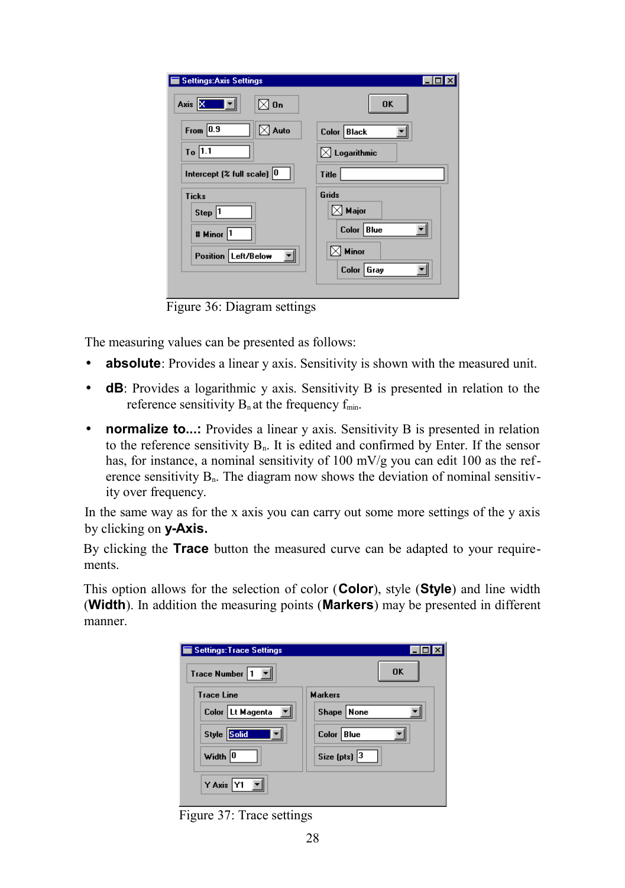Figure 36: Diagram settings

The measuring values can be presented as follows:

- **absolute**: Provides a linear y axis. Sensitivity is shown with the measured unit.
- **dB**: Provides a logarithmic y axis. Sensitivity B is presented in relation to the reference sensitivity $B_n$ at the frequency $f_{min}$.
- **normalize to...:** Provides a linear y axis. Sensitivity B is presented in relation to the reference sensitivity $B_n$. It is edited and confirmed by Enter. If the sensor has, for instance, a nominal sensitivity of 100 mV/g you can edit 100 as the reference sensitivity $B_n$. The diagram now shows the deviation of nominal sensitivity over frequency.

In the same way as for the x axis you can carry out some more settings of the y axis by clicking on **y-Axis.**

By clicking the **Trace** button the measured curve can be adapted to your requirements.

This option allows for the selection of color (**Color**), style (**Style**) and line width (**Width**). In addition the measuring points (**Markers**) may be presented in different manner.

Figure 37: Trace settings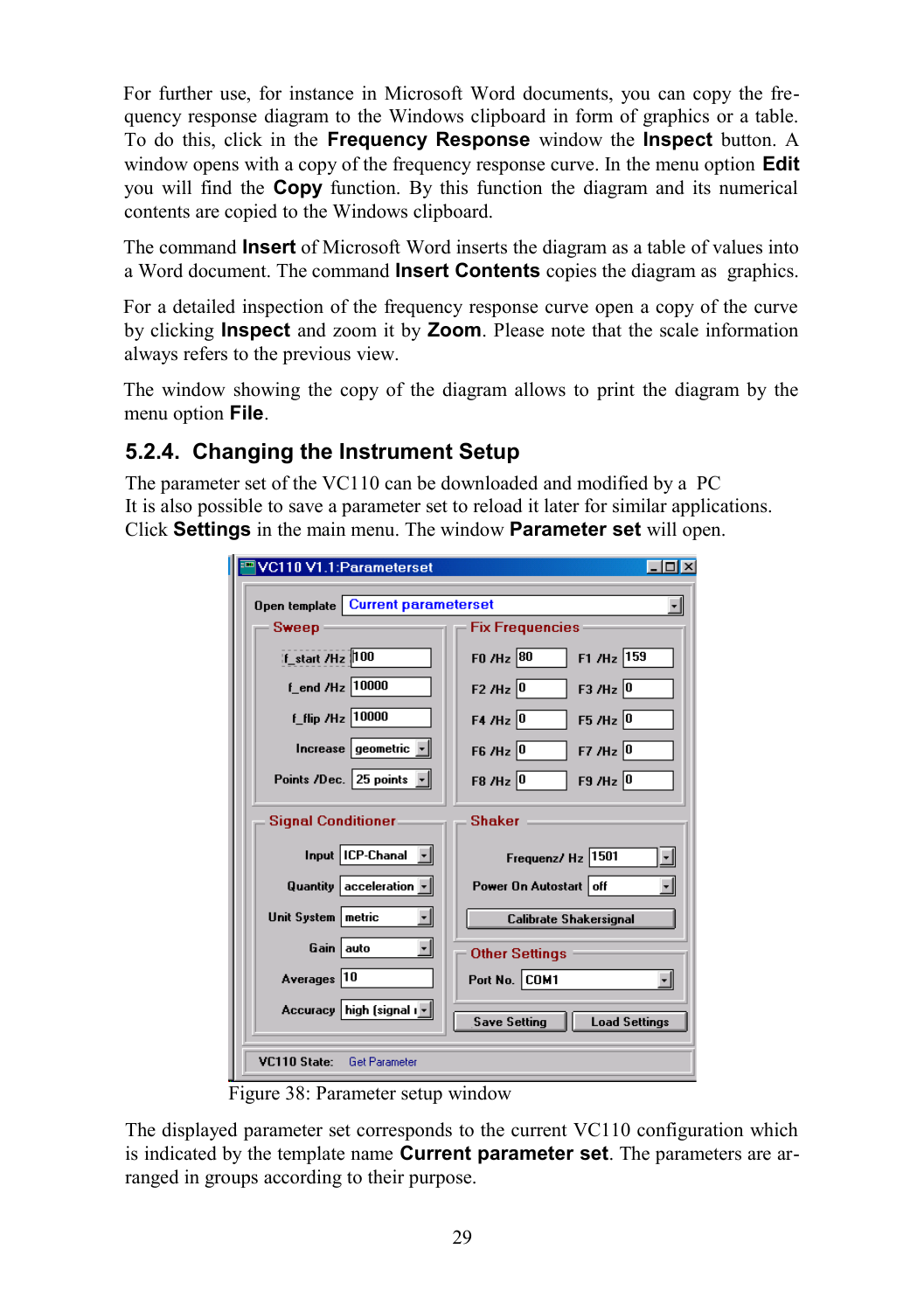For further use, for instance in Microsoft Word documents, you can copy the frequency response diagram to the Windows clipboard in form of graphics or a table. To do this, click in the **Frequency Response** window the **Inspect** button. A window opens with a copy of the frequency response curve. In the menu option **Edit** you will find the **Copy** function. By this function the diagram and its numerical contents are copied to the Windows clipboard.

The command **Insert** of Microsoft Word inserts the diagram as a table of values into a Word document. The command **Insert Contents** copies the diagram as graphics.

For a detailed inspection of the frequency response curve open a copy of the curve by clicking **Inspect** and zoom it by **Zoom**. Please note that the scale information always refers to the previous view.

The window showing the copy of the diagram allows to print the diagram by the menu option **File**.

## 5.2.4. Changing the Instrument Setup

The parameter set of the VC110 can be downloaded and modified by a PC
It is also possible to save a parameter set to reload it later for similar applications.
Click **Settings** in the main menu. The window **Parameter set** will open.

Figure 38: Parameter setup window

The displayed parameter set corresponds to the current VC110 configuration which is indicated by the template name **Current parameter set**. The parameters are arranged in groups according to their purpose.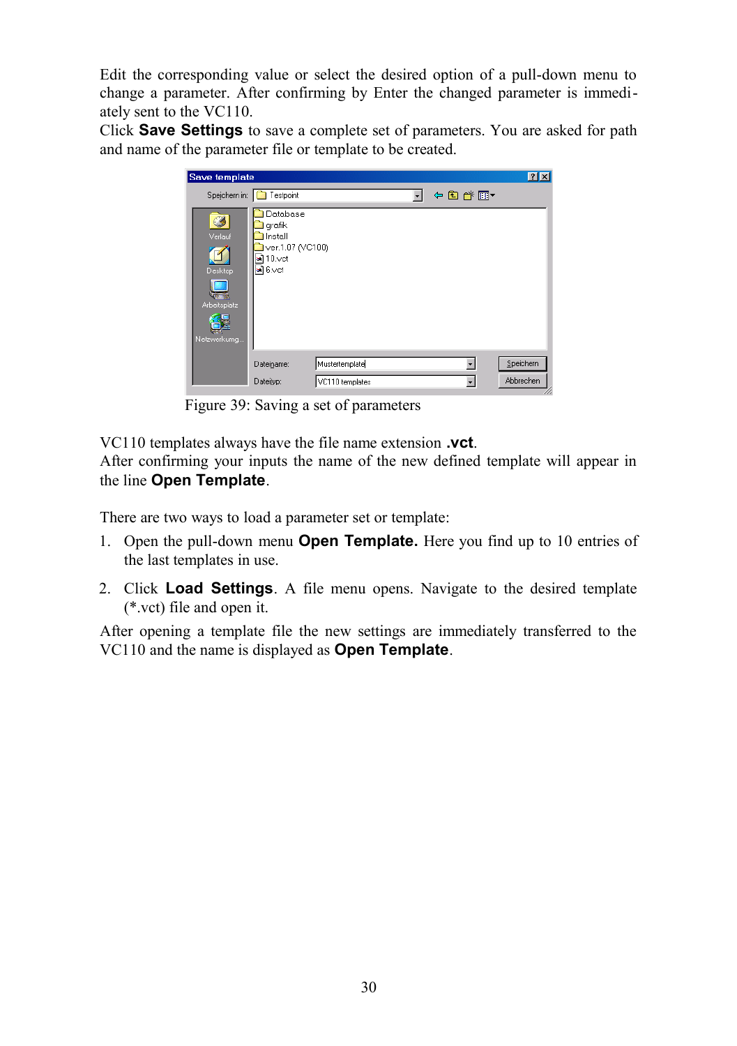Edit the corresponding value or select the desired option of a pull-down menu to change a parameter. After confirming by Enter the changed parameter is immediately sent to the VC110.

Click **Save Settings** to save a complete set of parameters. You are asked for path and name of the parameter file or template to be created.

Figure 39: Saving a set of parameters

VC110 templates always have the file name extension **.vct**.

After confirming your inputs the name of the new defined template will appear in the line **Open Template**.

There are two ways to load a parameter set or template:

1. Open the pull-down menu **Open Template.** Here you find up to 10 entries of the last templates in use.
2. Click **Load Settings**. A file menu opens. Navigate to the desired template (*.vct) file and open it.

After opening a template file the new settings are immediately transferred to the VC110 and the name is displayed as **Open Template**.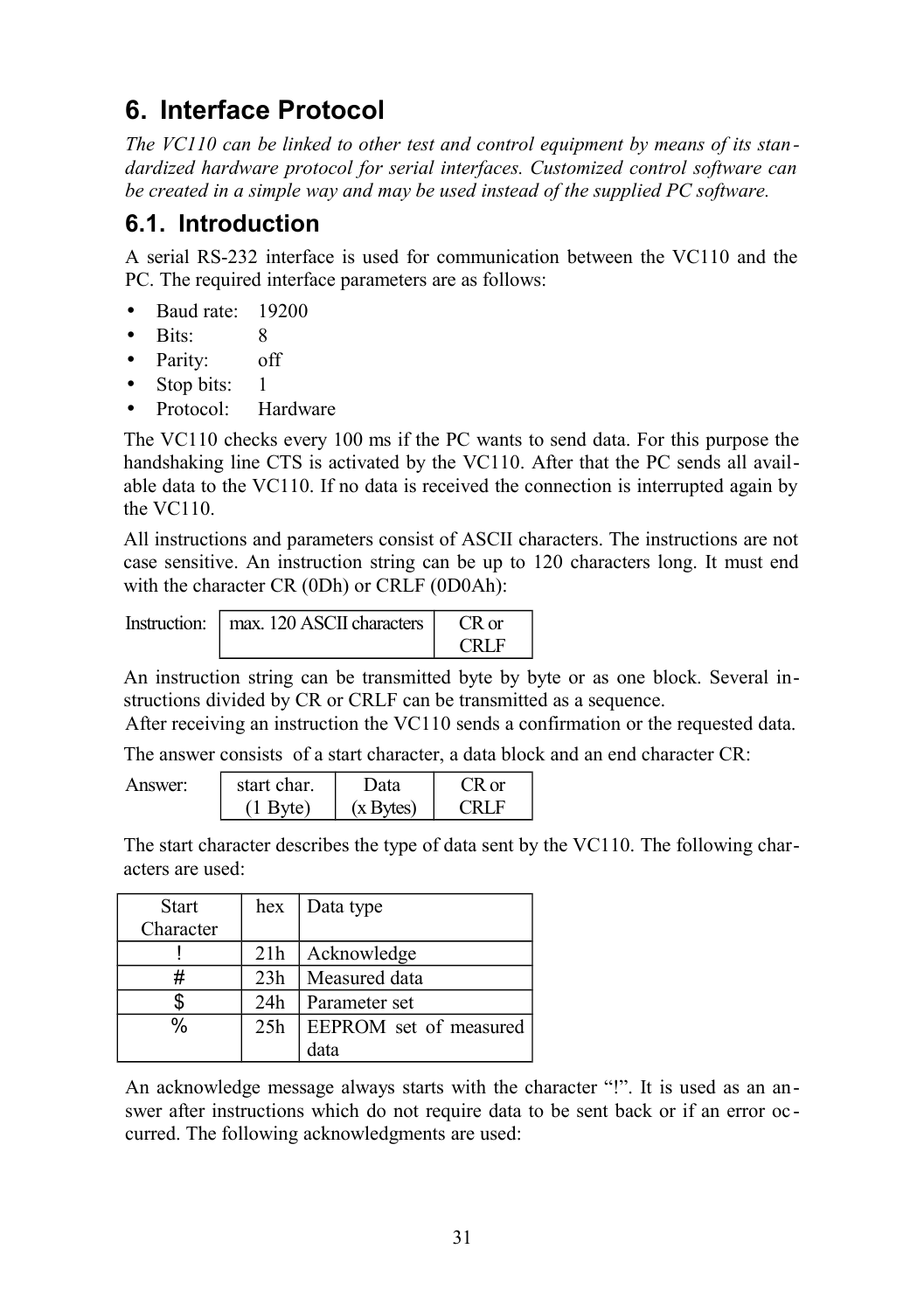# 6. Interface Protocol

*The VC110 can be linked to other test and control equipment by means of its standardized hardware protocol for serial interfaces. Customized control software can be created in a simple way and may be used instead of the supplied PC software.*

## 6.1. Introduction

A serial RS-232 interface is used for communication between the VC110 and the PC. The required interface parameters are as follows:

- Baud rate: 19200
- Bits: 8
- Parity: off
- Stop bits: 1
- Protocol: Hardware

The VC110 checks every 100 ms if the PC wants to send data. For this purpose the handshaking line CTS is activated by the VC110. After that the PC sends all available data to the VC110. If no data is received the connection is interrupted again by the VC110.

All instructions and parameters consist of ASCII characters. The instructions are not case sensitive. An instruction string can be up to 120 characters long. It must end with the character CR (0Dh) or CRLF (0D0Ah):

| Instruction: | max. 120 ASCII characters | CR or CRLF |
|---|---|---|

An instruction string can be transmitted byte by byte or as one block. Several instructions divided by CR or CRLF can be transmitted as a sequence.
After receiving an instruction the VC110 sends a confirmation or the requested data.

The answer consists of a start character, a data block and an end character CR:

| Answer: | start char. (1 Byte) | Data (x Bytes) | CR or CRLF |
|---|---|---|---|

The start character describes the type of data sent by the VC110. The following characters are used:

| Start Character | hex | Data type |
|---|---|---|
| ! | 21h | Acknowledge |
| # | 23h | Measured data |
| $ | 24h | Parameter set |
| % | 25h | EEPROM set of measured data |

An acknowledge message always starts with the character "!". It is used as an answer after instructions which do not require data to be sent back or if an error occurred. The following acknowledgments are used: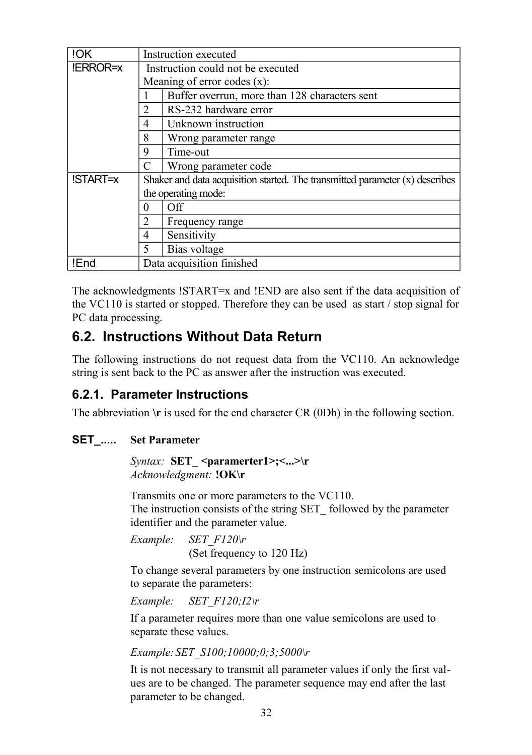| | | |
|---|---|---|
| !OK | Instruction executed | |
| !ERROR=x | Instruction could not be executed<br>Meaning of error codes (x): | |
| | 1 | Buffer overrun, more than 128 characters sent |
| | 2 | RS-232 hardware error |
| | 4 | Unknown instruction |
| | 8 | Wrong parameter range |
| | 9 | Time-out |
| | C | Wrong parameter code |
| !START=x | Shaker and data acquisition started. The transmitted parameter (x) describes the operating mode: | |
| | 0 | Off |
| | 2 | Frequency range |
| | 4 | Sensitivity |
| | 5 | Bias voltage |
| !End | Data acquisition finished | |

The acknowledgments !START=x and !END are also sent if the data acquisition of the VC110 is started or stopped. Therefore they can be used as start / stop signal for PC data processing.

## 6.2. Instructions Without Data Return

The following instructions do not request data from the VC110. An acknowledge string is sent back to the PC as answer after the instruction was executed.

### 6.2.1. Parameter Instructions

The abbreviation **\r** is used for the end character CR (0Dh) in the following section.

**SET_.....** **Set Parameter**

*Syntax:* **SET_ <paramerter1>;<...>\r**
*Acknowledgment:* **!OK\r**

Transmits one or more parameters to the VC110.
The instruction consists of the string SET_ followed by the parameter identifier and the parameter value.

*Example:* *SET_F120\r*
(Set frequency to 120 Hz)

To change several parameters by one instruction semicolons are used to separate the parameters:

*Example:* *SET_F120;I2\r*

If a parameter requires more than one value semicolons are used to separate these values.

*Example: SET_S100;10000;0;3;5000\r*

It is not necessary to transmit all parameter values if only the first values are to be changed. The parameter sequence may end after the last parameter to be changed.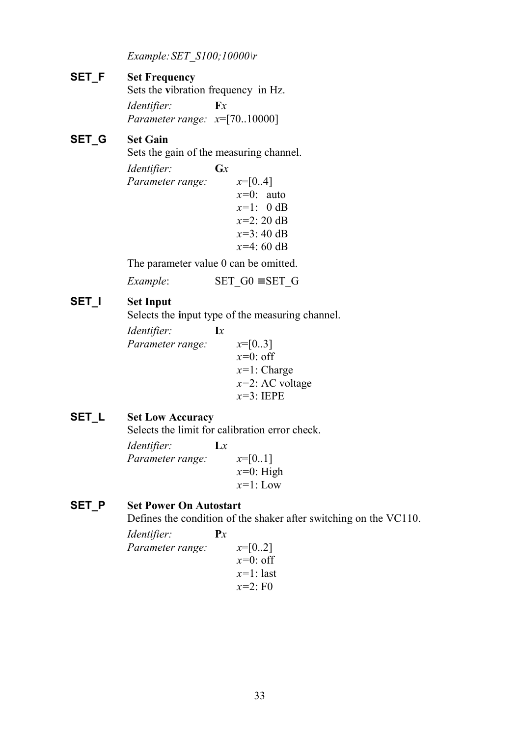*Example: SET_S100;10000\r*

### SET_F

**Set Frequency**

Sets the **v**ibration **f**requency in Hz.

*Identifier:* **F***x*
*Parameter range:* *x*=[70..10000]

### SET_G

**Set Gain**

Sets the gain of the measuring channel.

*Identifier:* **G***x*
*Parameter range:* *x*=[0..4]
*x*=0: auto
*x*=1: 0 dB
*x*=2: 20 dB
*x*=3: 40 dB
*x*=4: 60 dB

The parameter value 0 can be omitted.

*Example*: SET_G0 ≡SET_G

### SET_I

**Set Input**

Selects the **i**nput type of the measuring channel.

*Identifier:* **I***x*
*Parameter range:* *x*=[0..3]
*x*=0: off
*x*=1: Charge
*x*=2: AC voltage
*x*=3: IEPE

### SET_L

**Set Low Accuracy**

Selects the limit for calibration error check.

*Identifier:* **L***x*
*Parameter range:* *x*=[0..1]
*x*=0: High
*x*=1: Low

### SET_P

**Set Power On Autostart**

Defines the condition of the shaker after switching on the VC110.

*Identifier:* **P***x*
*Parameter range:* *x*=[0..2]
*x*=0: off
*x*=1: last
*x*=2: F0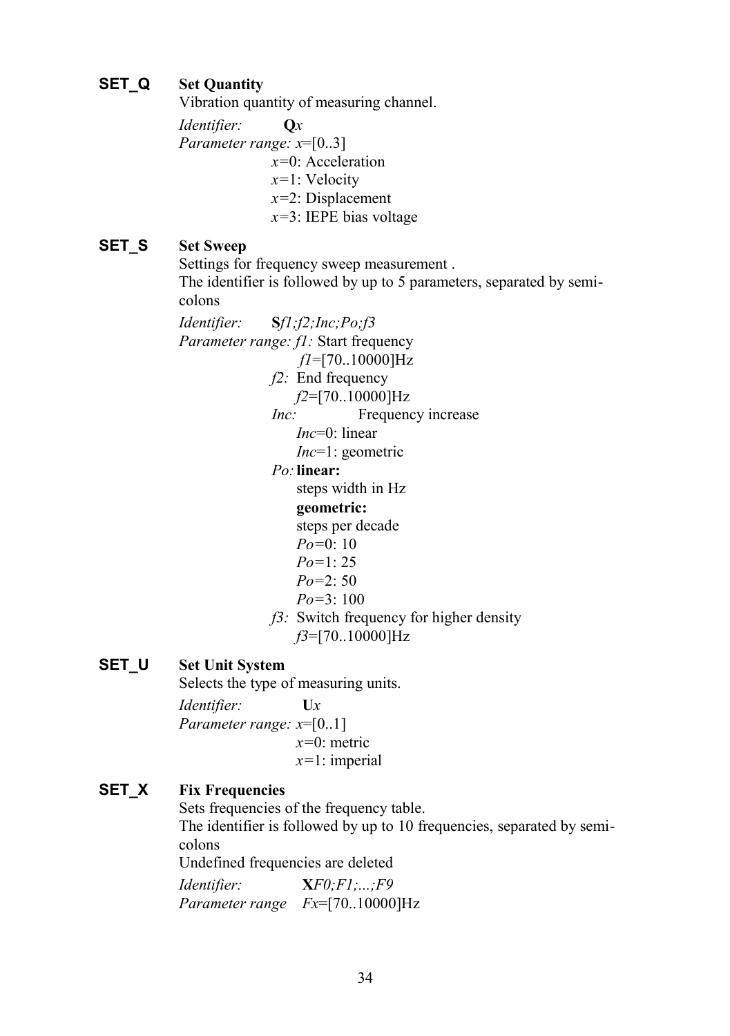### SET_Q **Set Quantity**

Vibration quantity of measuring channel.

*Identifier:* **Q***x*

*Parameter range:* *x*=[0..3]

- *x*=0: Acceleration
- *x*=1: Velocity
- *x*=2: Displacement
- *x*=3: IEPE bias voltage

### SET_S **Set Sweep**

Settings for frequency sweep measurement .

The identifier is followed by up to 5 parameters, separated by semi-colons

*Identifier:* **S***f1;f2;Inc;Po;f3*

*Parameter range:*

- *f1:* Start frequency
  - *f1*=[70..10000]Hz
- *f2:* End frequency
  - *f2*=[70..10000]Hz
- *Inc:* Frequency increase
  - *Inc*=0: linear
  - *Inc*=1: geometric
- *Po:* **linear:**
  - steps width in Hz
  - **geometric:**
  - steps per decade
  - *Po*=0: 10
  - *Po*=1: 25
  - *Po*=2: 50
  - *Po*=3: 100
- *f3:* Switch frequency for higher density
  - *f3*=[70..10000]Hz

### SET_U **Set Unit System**

Selects the type of measuring units.

*Identifier:* **U***x*

*Parameter range:* *x*=[0..1]

- *x*=0: metric
- *x*=1: imperial

### SET_X **Fix Frequencies**

Sets frequencies of the frequency table.

The identifier is followed by up to 10 frequencies, separated by semi-colons

Undefined frequencies are deleted

*Identifier:* **X***F0;F1;...;F9*

*Parameter range* *Fx*=[70..10000]Hz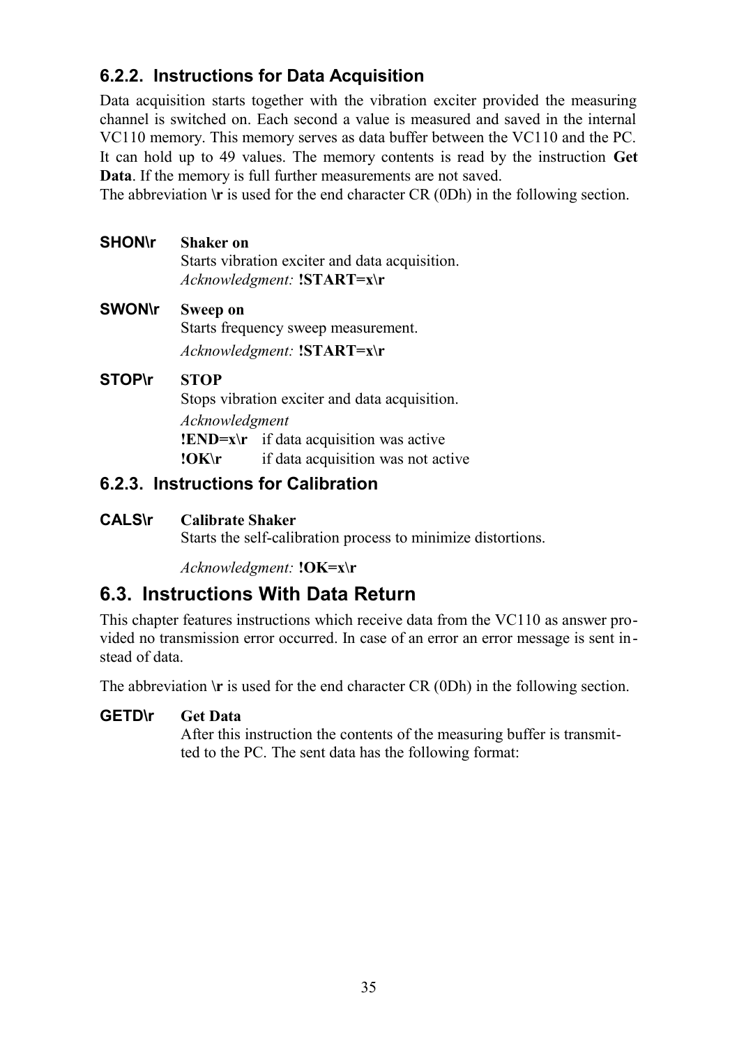### 6.2.2. Instructions for Data Acquisition

Data acquisition starts together with the vibration exciter provided the measuring channel is switched on. Each second a value is measured and saved in the internal VC110 memory. This memory serves as data buffer between the VC110 and the PC. It can hold up to 49 values. The memory contents is read by the instruction **Get Data**. If the memory is full further measurements are not saved.
The abbreviation **\r** is used for the end character CR (0Dh) in the following section.

**SHON\r** **Shaker on**
Starts vibration exciter and data acquisition.
*Acknowledgment:* **!START=x\r**

**SWON\r** **Sweep on**
Starts frequency sweep measurement.
*Acknowledgment:* **!START=x\r**

**STOP\r** **STOP**
Stops vibration exciter and data acquisition.
*Acknowledgment*
**!END=x\r** if data acquisition was active
**!OK\r** if data acquisition was not active

### 6.2.3. Instructions for Calibration

**CALS\r** **Calibrate Shaker**
Starts the self-calibration process to minimize distortions.

*Acknowledgment:* **!OK=x\r**

## 6.3. Instructions With Data Return

This chapter features instructions which receive data from the VC110 as answer provided no transmission error occurred. In case of an error an error message is sent instead of data.

The abbreviation **\r** is used for the end character CR (0Dh) in the following section.

**GETD\r** **Get Data**
After this instruction the contents of the measuring buffer is transmitted to the PC. The sent data has the following format: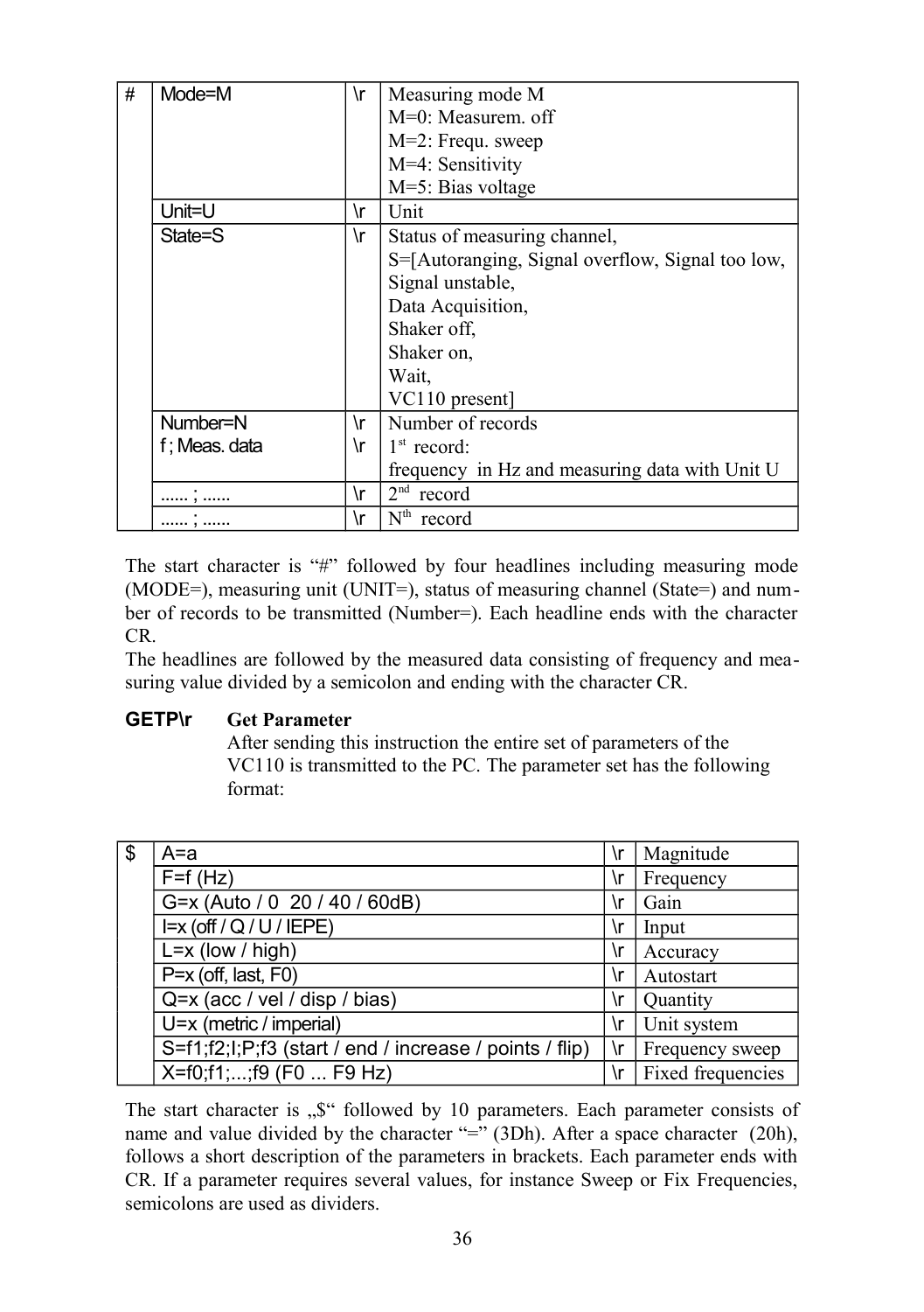| # | Mode=M | \r | Measuring mode M<br>M=0: Measurem. off<br>M=2: Frequ. sweep<br>M=4: Sensitivity<br>M=5: Bias voltage |
|---|---|---|---|
| | Unit=U | \r | Unit |
| | State=S | \r | Status of measuring channel,<br>S=[Autoranging, Signal overflow, Signal too low, Signal unstable,<br>Data Acquisition,<br>Shaker off,<br>Shaker on,<br>Wait,<br>VC110 present] |
| | Number=N<br>f ; Meas. data | \r<br>\r | Number of records<br>1st record:<br>frequency in Hz and measuring data with Unit U |
| | ...... ; ...... | \r | 2nd record |
| | ...... ; ...... | \r | Nth record |

The start character is "#" followed by four headlines including measuring mode (MODE=), measuring unit (UNIT=), status of measuring channel (State=) and number of records to be transmitted (Number=). Each headline ends with the character CR.

The headlines are followed by the measured data consisting of frequency and measuring value divided by a semicolon and ending with the character CR.

**GETP\r** **Get Parameter**

After sending this instruction the entire set of parameters of the VC110 is transmitted to the PC. The parameter set has the following format:

| $ | A=a | \r | Magnitude |
|---|---|---|---|
| | F=f (Hz) | \r | Frequency |
| | G=x (Auto / 0 20 / 40 / 60dB) | \r | Gain |
| | I=x (off / Q / U / IEPE) | \r | Input |
| | L=x (low / high) | \r | Accuracy |
| | P=x (off, last, F0) | \r | Autostart |
| | Q=x (acc / vel / disp / bias) | \r | Quantity |
| | U=x (metric / imperial) | \r | Unit system |
| | S=f1;f2;I;P;f3 (start / end / increase / points / flip) | \r | Frequency sweep |
| | X=f0;f1;...;f9 (F0 ... F9 Hz) | \r | Fixed frequencies |

The start character is „$" followed by 10 parameters. Each parameter consists of name and value divided by the character "=" (3Dh). After a space character (20h), follows a short description of the parameters in brackets. Each parameter ends with CR. If a parameter requires several values, for instance Sweep or Fix Frequencies, semicolons are used as dividers.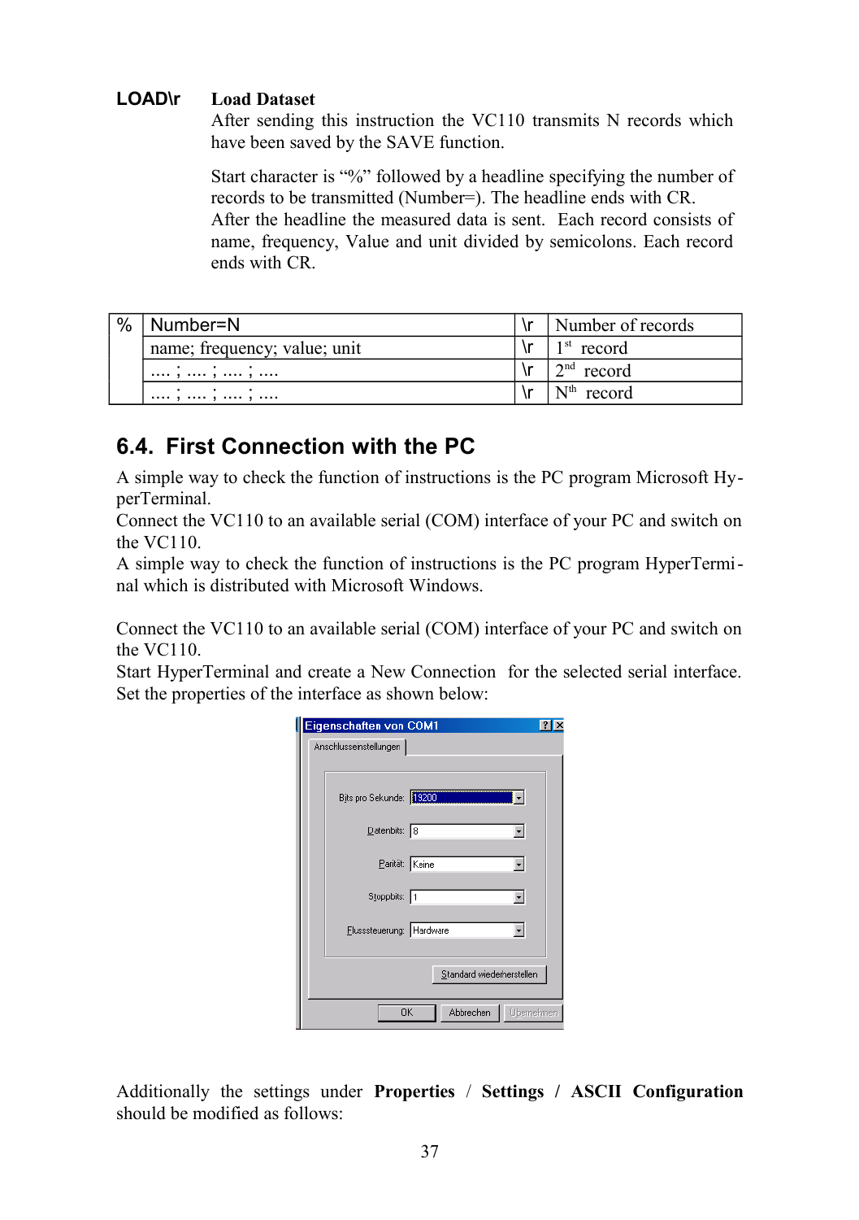**LOAD\r** **Load Dataset**

After sending this instruction the VC110 transmits N records which have been saved by the SAVE function.

Start character is "%" followed by a headline specifying the number of records to be transmitted (Number=). The headline ends with CR. After the headline the measured data is sent. Each record consists of name, frequency, Value and unit divided by semicolons. Each record ends with CR.

| % | Number=N | \r | Number of records |
|---|---|---|---|
| | name; frequency; value; unit | \r | 1st record |
| | .... ; .... ; .... ; .... | \r | 2nd record |
| | .... ; .... ; .... ; .... | \r | Nth record |

## 6.4. First Connection with the PC

A simple way to check the function of instructions is the PC program Microsoft HyperTerminal.

Connect the VC110 to an available serial (COM) interface of your PC and switch on the VC110.

A simple way to check the function of instructions is the PC program HyperTerminal which is distributed with Microsoft Windows.

Connect the VC110 to an available serial (COM) interface of your PC and switch on the VC110.

Start HyperTerminal and create a New Connection for the selected serial interface. Set the properties of the interface as shown below:

Eigenschaften von COM1

Anschlusseinstellungen

| | |
|---|---|
| Bits pro Sekunde: | 19200 |
| Datenbits: | 8 |
| Parität: | Keine |
| Stoppbits: | 1 |
| Flussteuerung: | Hardware |

Standard wiederherstellen

OK | Abbrechen | Übernehmen

Additionally the settings under **Properties** / **Settings / ASCII Configuration** should be modified as follows: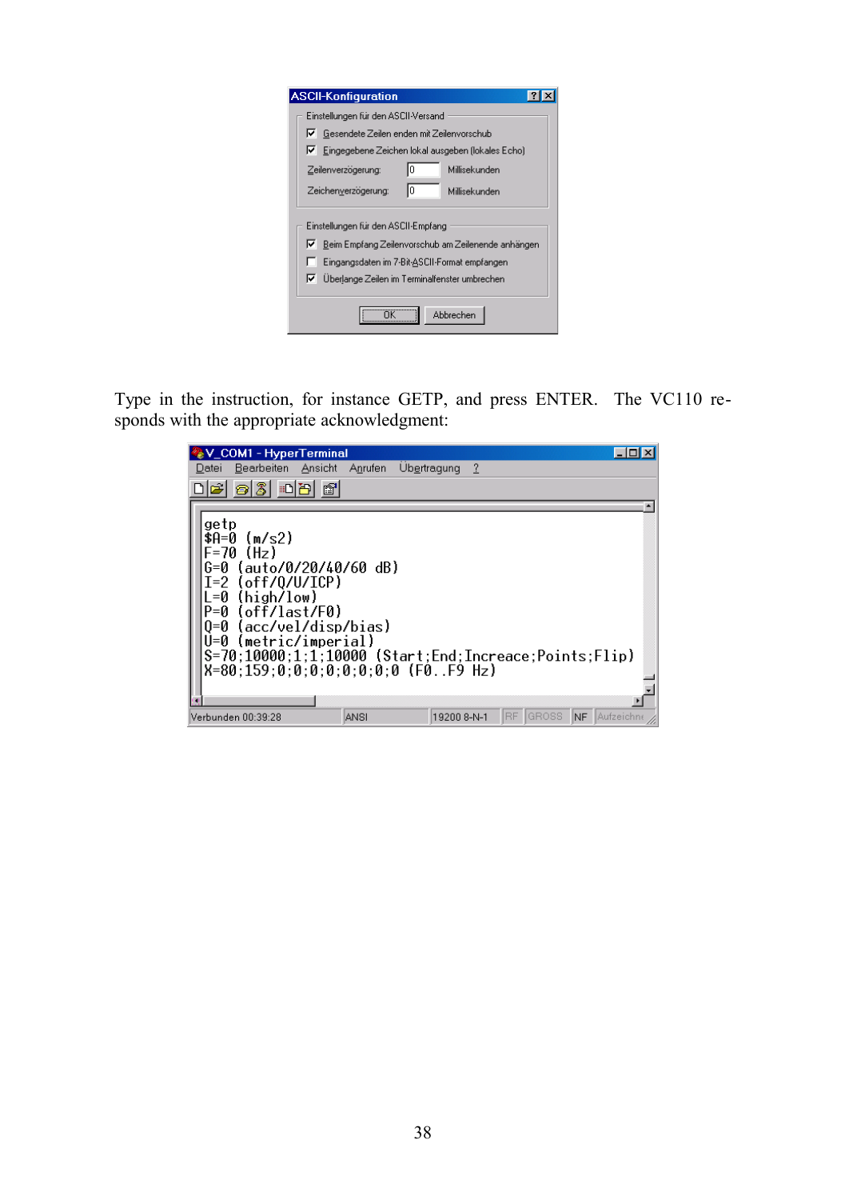**ASCII-Konfiguration**

Einstellungen für den ASCII-Versand

- [x] Gesendete Zeilen enden mit Zeilenvorschub
- [x] Eingegebene Zeichen lokal ausgeben (lokales Echo)

Zeilenverzögerung: 0 Millisekunden

Zeichenverzögerung: 0 Millisekunden

Einstellungen für den ASCII-Empfang

- [x] Beim Empfang Zeilenvorschub am Zeilenende anhängen
- [ ] Eingangsdaten im 7-Bit-ASCII-Format empfangen
- [x] Überlange Zeilen im Terminalfenster umbrechen

OK | Abbrechen

Type in the instruction, for instance GETP, and press ENTER. The VC110 responds with the appropriate acknowledgment:

**V_COM1 - HyperTerminal**

Datei Bearbeiten Ansicht Anrufen Übertragung ?

```
getp
$A=0 (m/s2)
F=70 (Hz)
G=0 (auto/0/20/40/60 dB)
I=2 (off/Q/U/ICP)
L=0 (high/low)
P=0 (off/last/F0)
Q=0 (acc/vel/disp/bias)
U=0 (metric/imperial)
S=70;10000;1;1;10000 (Start;End;Increace;Points;Flip)
X=80;159;0;0;0;0;0;0;0;0 (F0..F9 Hz)
```

Verbunden 00:39:28 | ANSI | 19200 8-N-1 | RF | GROSS | NF | Aufzeichn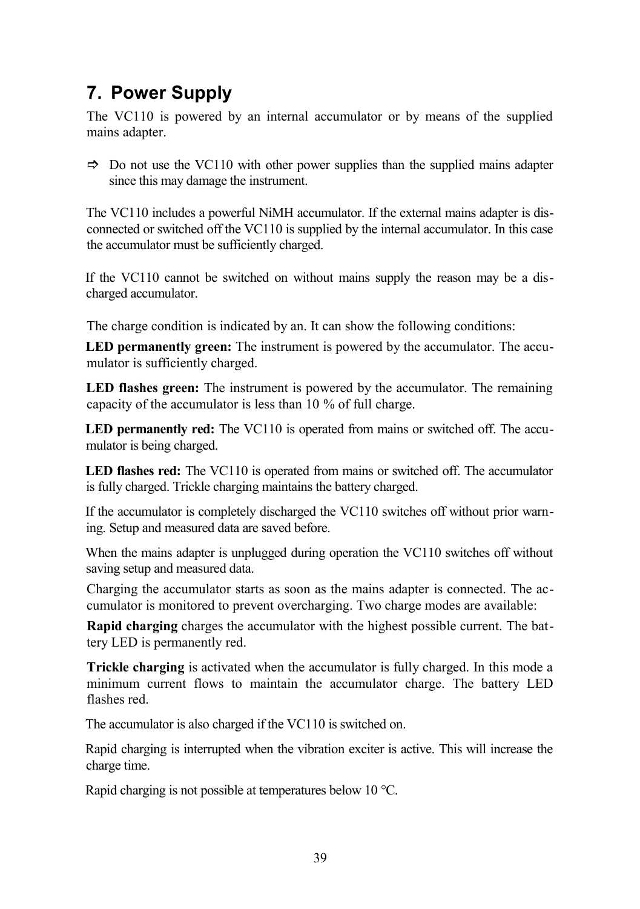# 7. Power Supply

The VC110 is powered by an internal accumulator or by means of the supplied mains adapter.

⇨ Do not use the VC110 with other power supplies than the supplied mains adapter since this may damage the instrument.

The VC110 includes a powerful NiMH accumulator. If the external mains adapter is disconnected or switched off the VC110 is supplied by the internal accumulator. In this case the accumulator must be sufficiently charged.

If the VC110 cannot be switched on without mains supply the reason may be a discharged accumulator.

The charge condition is indicated by an. It can show the following conditions:

**LED permanently green:** The instrument is powered by the accumulator. The accumulator is sufficiently charged.

**LED flashes green:** The instrument is powered by the accumulator. The remaining capacity of the accumulator is less than 10 % of full charge.

**LED permanently red:** The VC110 is operated from mains or switched off. The accumulator is being charged.

**LED flashes red:** The VC110 is operated from mains or switched off. The accumulator is fully charged. Trickle charging maintains the battery charged.

If the accumulator is completely discharged the VC110 switches off without prior warning. Setup and measured data are saved before.

When the mains adapter is unplugged during operation the VC110 switches off without saving setup and measured data.

Charging the accumulator starts as soon as the mains adapter is connected. The accumulator is monitored to prevent overcharging. Two charge modes are available:

**Rapid charging** charges the accumulator with the highest possible current. The battery LED is permanently red.

**Trickle charging** is activated when the accumulator is fully charged. In this mode a minimum current flows to maintain the accumulator charge. The battery LED flashes red.

The accumulator is also charged if the VC110 is switched on.

Rapid charging is interrupted when the vibration exciter is active. This will increase the charge time.

Rapid charging is not possible at temperatures below 10 °C.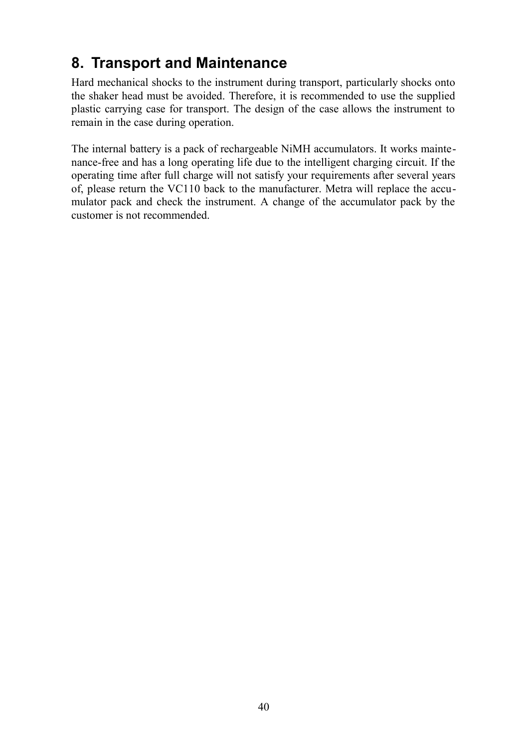# 8. Transport and Maintenance

Hard mechanical shocks to the instrument during transport, particularly shocks onto the shaker head must be avoided. Therefore, it is recommended to use the supplied plastic carrying case for transport. The design of the case allows the instrument to remain in the case during operation.

The internal battery is a pack of rechargeable NiMH accumulators. It works maintenance-free and has a long operating life due to the intelligent charging circuit. If the operating time after full charge will not satisfy your requirements after several years of, please return the VC110 back to the manufacturer. Metra will replace the accumulator pack and check the instrument. A change of the accumulator pack by the customer is not recommended.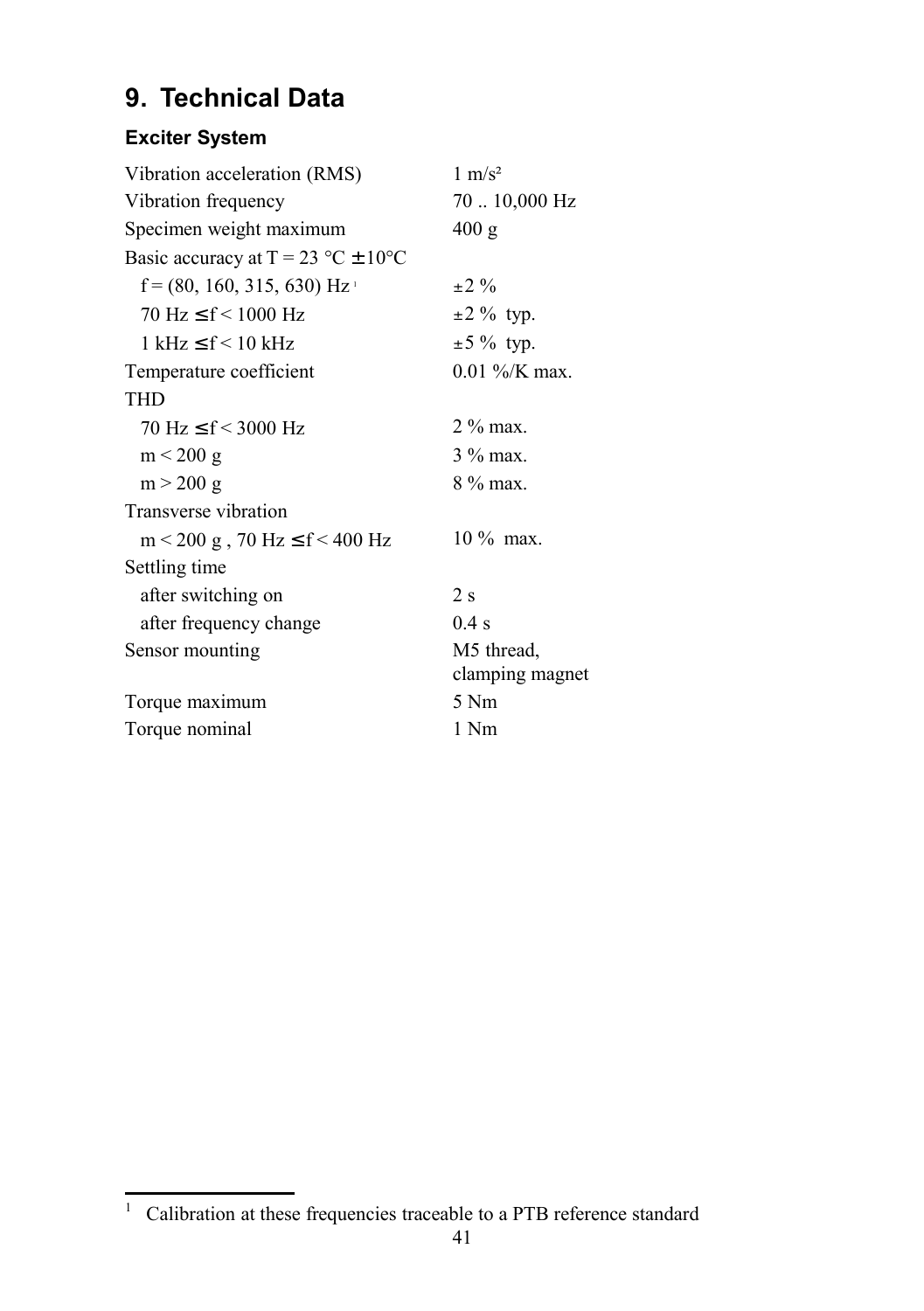# 9. Technical Data

## Exciter System

| | |
|---|---|
| Vibration acceleration (RMS) | 1 m/s² |
| Vibration frequency | 70 .. 10,000 Hz |
| Specimen weight maximum | 400 g |
| Basic accuracy at T = 23 °C ± 10°C | |
| f = (80, 160, 315, 630) Hz [1] | ±2 % |
| 70 Hz ≤ f < 1000 Hz | ±2 % typ. |
| 1 kHz ≤ f < 10 kHz | ±5 % typ. |
| Temperature coefficient | 0.01 %/K max. |
| THD | |
| 70 Hz ≤ f < 3000 Hz | 2 % max. |
| m < 200 g | 3 % max. |
| m > 200 g | 8 % max. |
| Transverse vibration | |
| m < 200 g , 70 Hz ≤ f < 400 Hz | 10 % max. |
| Settling time | |
| after switching on | 2 s |
| after frequency change | 0.4 s |
| Sensor mounting | M5 thread, clamping magnet |
| Torque maximum | 5 Nm |
| Torque nominal | 1 Nm |

[1] Calibration at these frequencies traceable to a PTB reference standard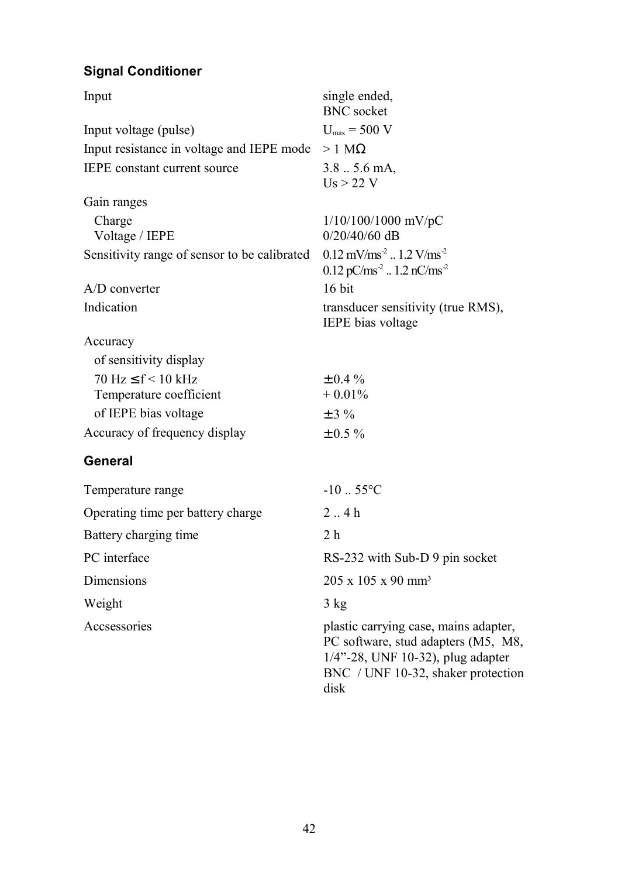### Signal Conditioner

| | |
|---|---|
| Input | single ended, BNC socket |
| Input voltage (pulse) | $U_{max}$ = 500 V |
| Input resistance in voltage and IEPE mode | > 1 MΩ |
| IEPE constant current source | 3.8 .. 5.6 mA, Us > 22 V |
| Gain ranges | |
| Charge | 1/10/100/1000 mV/pC |
| Voltage / IEPE | 0/20/40/60 dB |
| Sensitivity range of sensor to be calibrated | 0.12 mV/ms$^{-2}$ .. 1.2 V/ms$^{-2}$<br>0.12 pC/ms$^{-2}$ .. 1.2 nC/ms$^{-2}$ |
| A/D converter | 16 bit |
| Indication | transducer sensitivity (true RMS), IEPE bias voltage |
| Accuracy | |
| of sensitivity display | |
| 70 Hz ≤ f < 10 kHz | ± 0.4 % |
| Temperature coefficient | + 0.01% |
| of IEPE bias voltage | ± 3 % |
| Accuracy of frequency display | ± 0.5 % |

### General

| | |
|---|---|
| Temperature range | -10 .. 55°C |
| Operating time per battery charge | 2 .. 4 h |
| Battery charging time | 2 h |
| PC interface | RS-232 with Sub-D 9 pin socket |
| Dimensions | 205 x 105 x 90 mm³ |
| Weight | 3 kg |
| Accsessories | plastic carrying case, mains adapter, PC software, stud adapters (M5, M8, 1/4"-28, UNF 10-32), plug adapter BNC / UNF 10-32, shaker protection disk |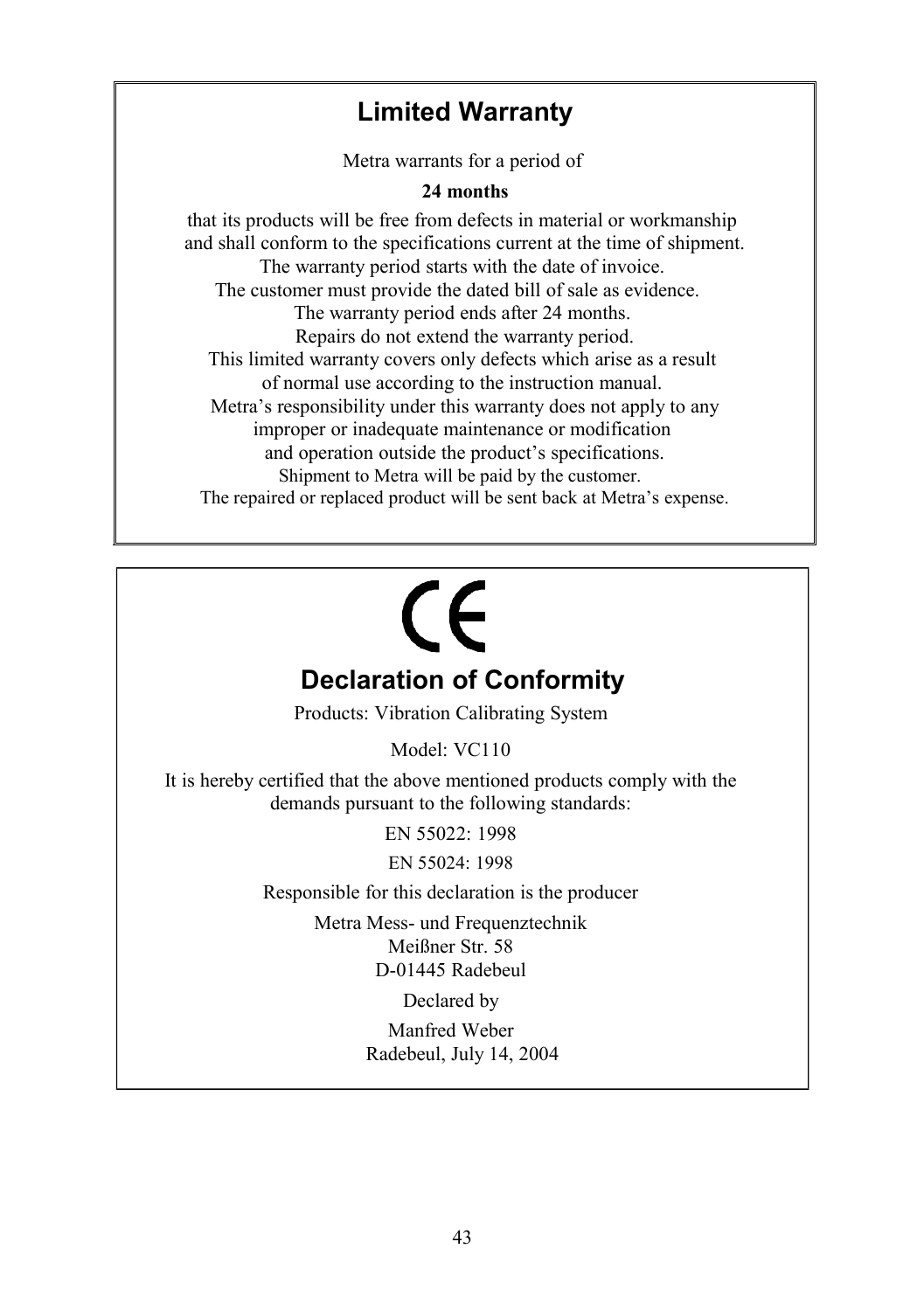## Limited Warranty

Metra warrants for a period of

**24 months**

that its products will be free from defects in material or workmanship and shall conform to the specifications current at the time of shipment.
The warranty period starts with the date of invoice.
The customer must provide the dated bill of sale as evidence.
The warranty period ends after 24 months.
Repairs do not extend the warranty period.
This limited warranty covers only defects which arise as a result of normal use according to the instruction manual.
Metra's responsibility under this warranty does not apply to any improper or inadequate maintenance or modification and operation outside the product's specifications.
Shipment to Metra will be paid by the customer.
The repaired or replaced product will be sent back at Metra's expense.

CE

## Declaration of Conformity

Products: Vibration Calibrating System

Model: VC110

It is hereby certified that the above mentioned products comply with the demands pursuant to the following standards:

EN 55022: 1998

EN 55024: 1998

Responsible for this declaration is the producer

Metra Mess- und Frequenztechnik
Meißner Str. 58
D-01445 Radebeul

Declared by

Manfred Weber
Radebeul, July 14, 2004